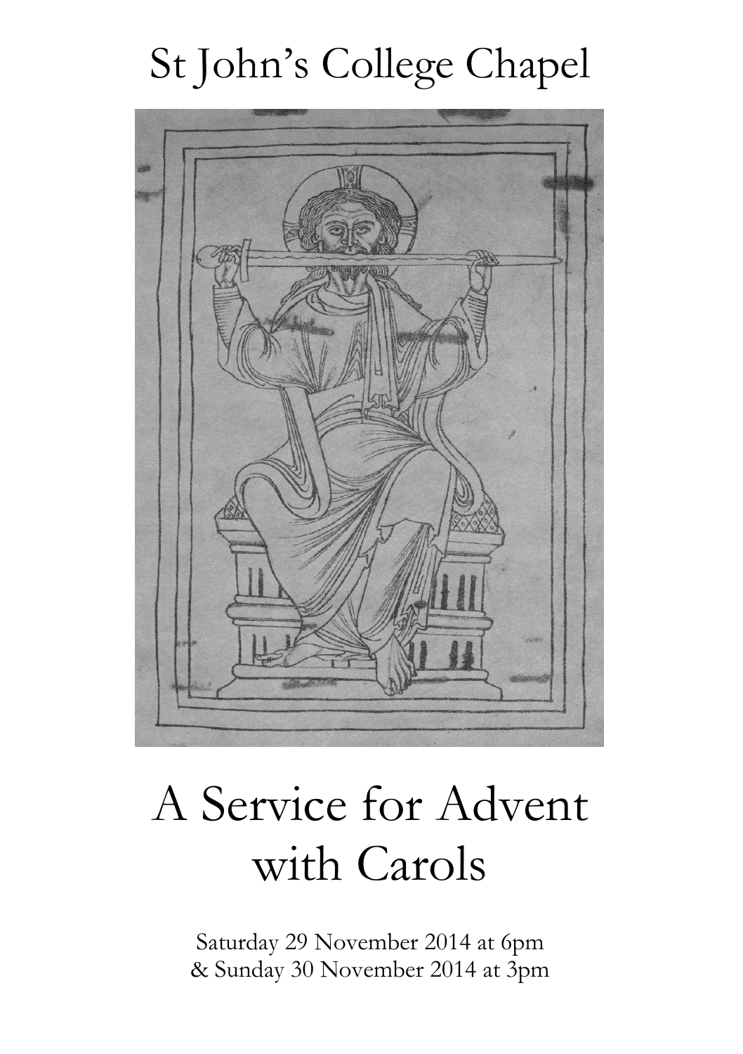# St John's College Chapel

# A Service for Advent with Carols

Saturday 29 November 2014 at 6pm
& Sunday 30 November 2014 at 3pm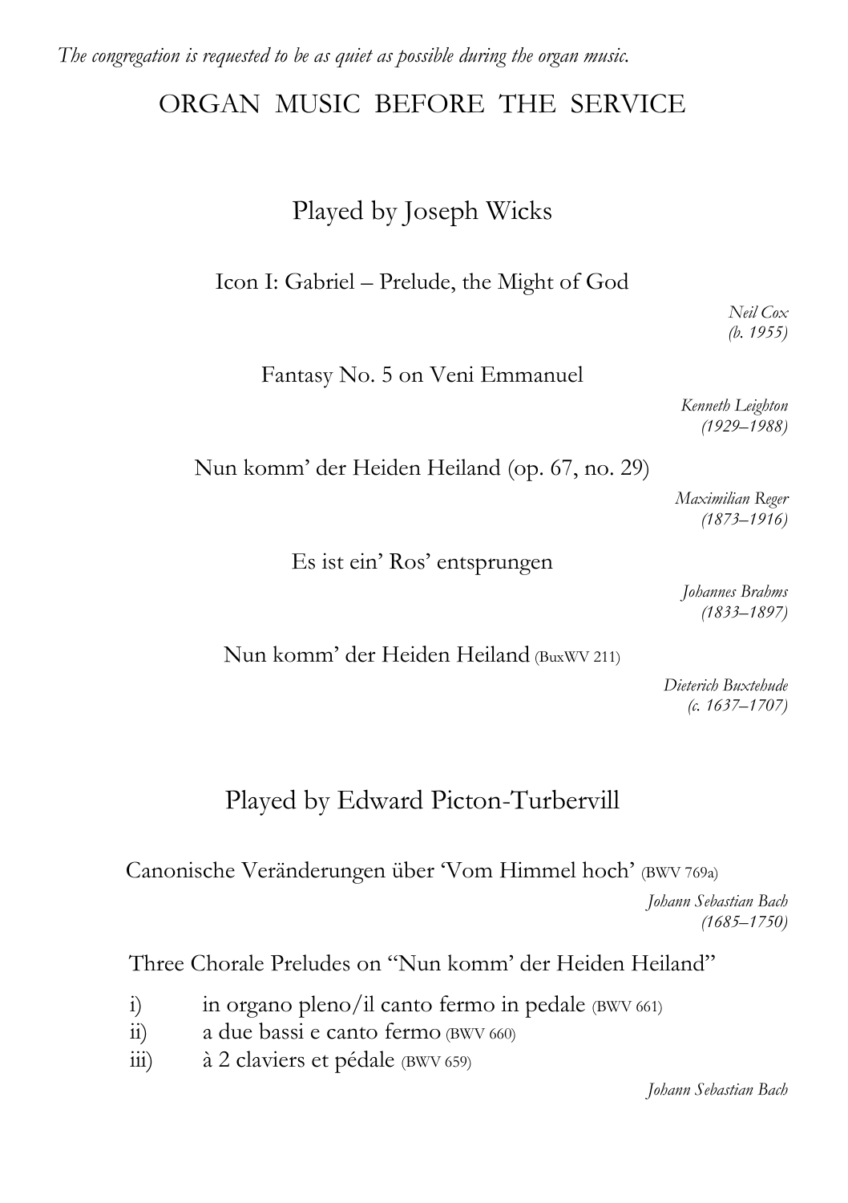*The congregation is requested to be as quiet as possible during the organ music.*

# ORGAN MUSIC BEFORE THE SERVICE

## Played by Joseph Wicks

Icon I: Gabriel – Prelude, the Might of God

*Neil Cox*
*(b. 1955)*

Fantasy No. 5 on Veni Emmanuel

*Kenneth Leighton*
*(1929–1988)*

Nun komm' der Heiden Heiland (op. 67, no. 29)

*Maximilian Reger*
*(1873–1916)*

Es ist ein' Ros' entsprungen

*Johannes Brahms*
*(1833–1897)*

Nun komm' der Heiden Heiland (BuxWV 211)

*Dieterich Buxtehude*
*(c. 1637–1707)*

## Played by Edward Picton-Turbervill

Canonische Veränderungen über 'Vom Himmel hoch' (BWV 769a)

*Johann Sebastian Bach*
*(1685–1750)*

Three Chorale Preludes on "Nun komm' der Heiden Heiland"

i) in organo pleno/il canto fermo in pedale (BWV 661)
ii) a due bassi e canto fermo (BWV 660)
iii) à 2 claviers et pédale (BWV 659)

*Johann Sebastian Bach*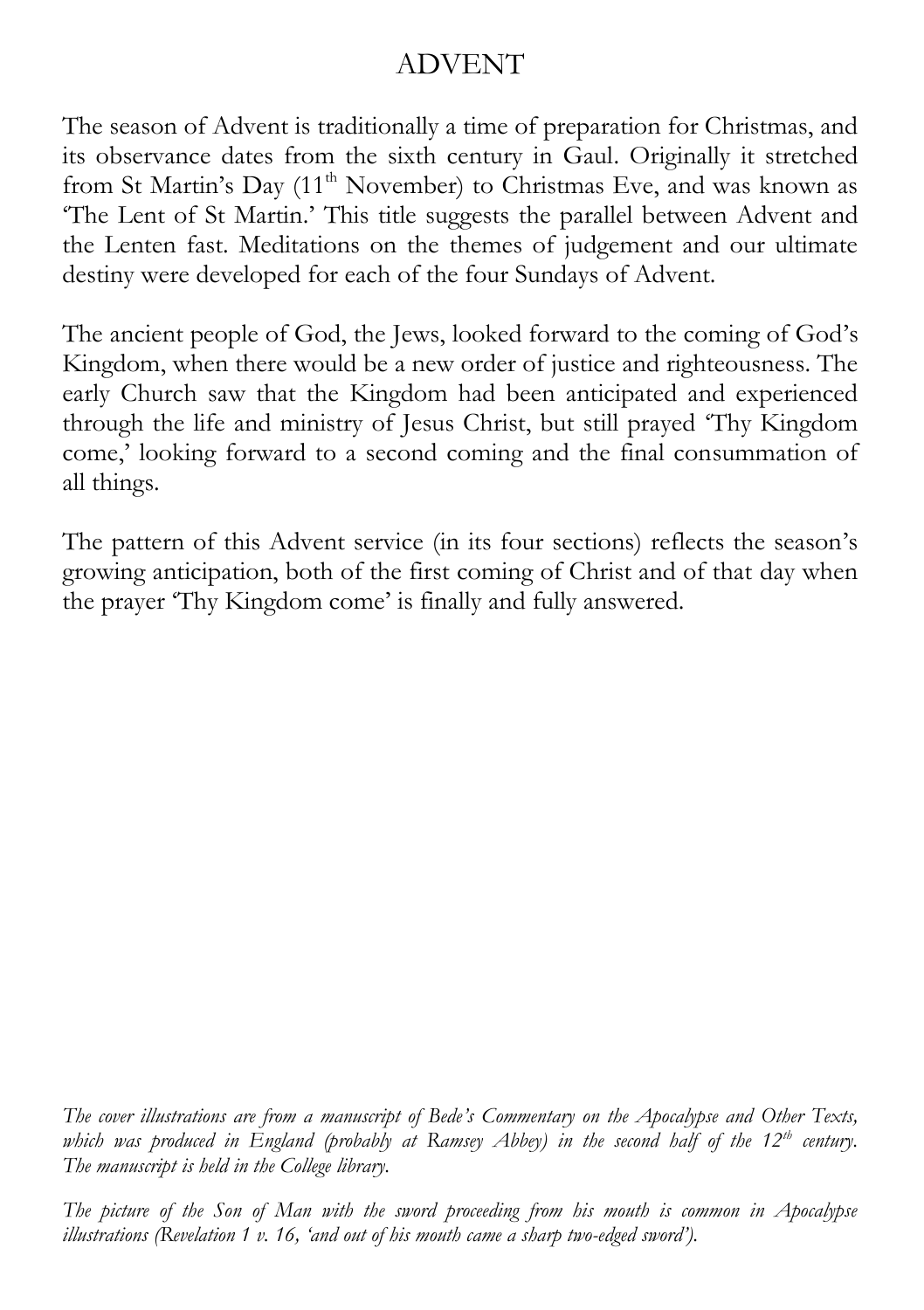# ADVENT

The season of Advent is traditionally a time of preparation for Christmas, and its observance dates from the sixth century in Gaul. Originally it stretched from St Martin's Day (11th November) to Christmas Eve, and was known as 'The Lent of St Martin.' This title suggests the parallel between Advent and the Lenten fast. Meditations on the themes of judgement and our ultimate destiny were developed for each of the four Sundays of Advent.

The ancient people of God, the Jews, looked forward to the coming of God's Kingdom, when there would be a new order of justice and righteousness. The early Church saw that the Kingdom had been anticipated and experienced through the life and ministry of Jesus Christ, but still prayed 'Thy Kingdom come,' looking forward to a second coming and the final consummation of all things.

The pattern of this Advent service (in its four sections) reflects the season's growing anticipation, both of the first coming of Christ and of that day when the prayer 'Thy Kingdom come' is finally and fully answered.

*The cover illustrations are from a manuscript of Bede's Commentary on the Apocalypse and Other Texts, which was produced in England (probably at Ramsey Abbey) in the second half of the 12th century. The manuscript is held in the College library.*

*The picture of the Son of Man with the sword proceeding from his mouth is common in Apocalypse illustrations (Revelation 1 v. 16, 'and out of his mouth came a sharp two-edged sword').*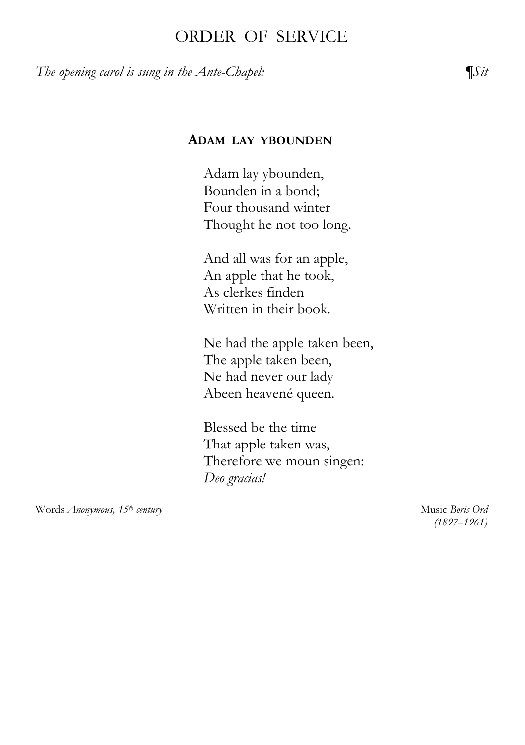# ORDER OF SERVICE

*The opening carol is sung in the Ante-Chapel:* ¶*Sit*

## ADAM LAY YBOUNDEN

Adam lay ybounden,
Bounden in a bond;
Four thousand winter
Thought he not too long.

And all was for an apple,
An apple that he took,
As clerkes finden
Written in their book.

Ne had the apple taken been,
The apple taken been,
Ne had never our lady
Abeen heavené queen.

Blessed be the time
That apple taken was,
Therefore we moun singen:
*Deo gracias!*

Words *Anonymous, 15th century*

Music *Boris Ord (1897–1961)*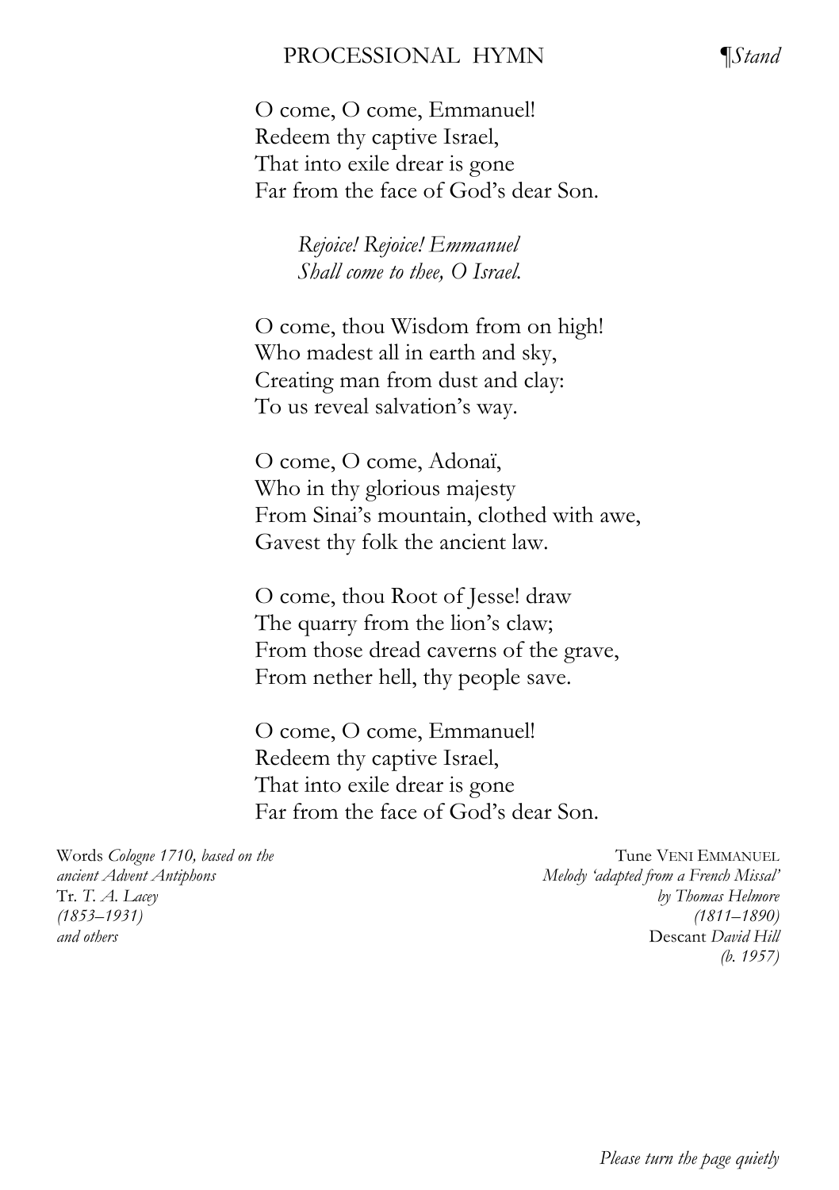## PROCESSIONAL HYMN

*¶Stand*

O come, O come, Emmanuel!
Redeem thy captive Israel,
That into exile drear is gone
Far from the face of God's dear Son.

*Rejoice! Rejoice! Emmanuel*
*Shall come to thee, O Israel.*

O come, thou Wisdom from on high!
Who madest all in earth and sky,
Creating man from dust and clay:
To us reveal salvation's way.

O come, O come, Adonaï,
Who in thy glorious majesty
From Sinai's mountain, clothed with awe,
Gavest thy folk the ancient law.

O come, thou Root of Jesse! draw
The quarry from the lion's claw;
From those dread caverns of the grave,
From nether hell, thy people save.

O come, O come, Emmanuel!
Redeem thy captive Israel,
That into exile drear is gone
Far from the face of God's dear Son.

Words *Cologne 1710, based on the ancient Advent Antiphons*
Tr. *T. A. Lacey (1853–1931) and others*

Tune VENI EMMANUEL
*Melody 'adapted from a French Missal' by Thomas Helmore (1811–1890)*
Descant *David Hill (b. 1957)*

*Please turn the page quietly*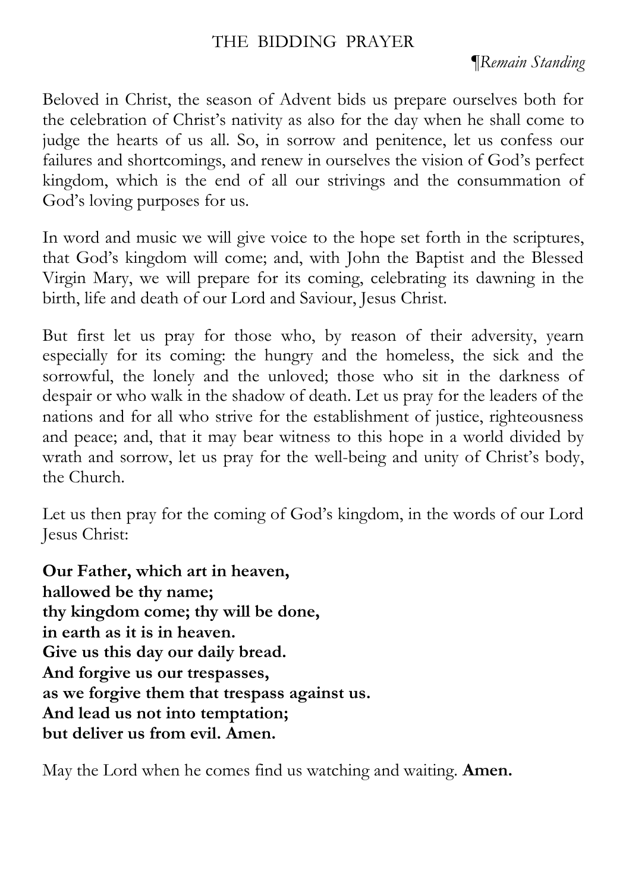## THE BIDDING PRAYER

*¶Remain Standing*

Beloved in Christ, the season of Advent bids us prepare ourselves both for the celebration of Christ's nativity as also for the day when he shall come to judge the hearts of us all. So, in sorrow and penitence, let us confess our failures and shortcomings, and renew in ourselves the vision of God's perfect kingdom, which is the end of all our strivings and the consummation of God's loving purposes for us.

In word and music we will give voice to the hope set forth in the scriptures, that God's kingdom will come; and, with John the Baptist and the Blessed Virgin Mary, we will prepare for its coming, celebrating its dawning in the birth, life and death of our Lord and Saviour, Jesus Christ.

But first let us pray for those who, by reason of their adversity, yearn especially for its coming: the hungry and the homeless, the sick and the sorrowful, the lonely and the unloved; those who sit in the darkness of despair or who walk in the shadow of death. Let us pray for the leaders of the nations and for all who strive for the establishment of justice, righteousness and peace; and, that it may bear witness to this hope in a world divided by wrath and sorrow, let us pray for the well-being and unity of Christ's body, the Church.

Let us then pray for the coming of God's kingdom, in the words of our Lord Jesus Christ:

**Our Father, which art in heaven,**
**hallowed be thy name;**
**thy kingdom come; thy will be done,**
**in earth as it is in heaven.**
**Give us this day our daily bread.**
**And forgive us our trespasses,**
**as we forgive them that trespass against us.**
**And lead us not into temptation;**
**but deliver us from evil. Amen.**

May the Lord when he comes find us watching and waiting. **Amen.**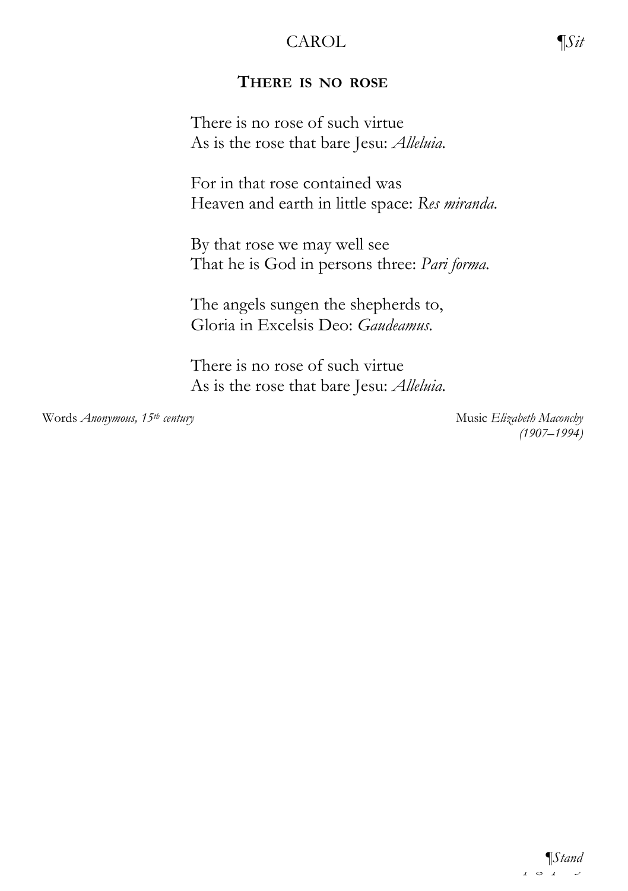CAROL *¶Sit*

**THERE IS NO ROSE**

There is no rose of such virtue
As is the rose that bare Jesu: *Alleluia.*

For in that rose contained was
Heaven and earth in little space: *Res miranda.*

By that rose we may well see
That he is God in persons three: *Pari forma.*

The angels sungen the shepherds to,
Gloria in Excelsis Deo: *Gaudeamus.*

There is no rose of such virtue
As is the rose that bare Jesu: *Alleluia.*

Words *Anonymous, 15th century*

Music *Elizabeth Maconchy (1907–1994)*

*¶Stand*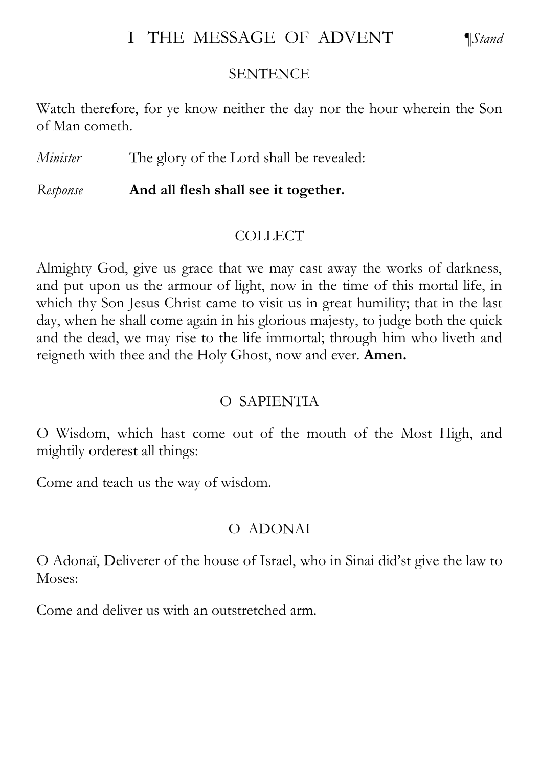# I THE MESSAGE OF ADVENT

¶*Stand*

## SENTENCE

Watch therefore, for ye know neither the day nor the hour wherein the Son of Man cometh.

*Minister* The glory of the Lord shall be revealed:

*Response* **And all flesh shall see it together.**

## COLLECT

Almighty God, give us grace that we may cast away the works of darkness, and put upon us the armour of light, now in the time of this mortal life, in which thy Son Jesus Christ came to visit us in great humility; that in the last day, when he shall come again in his glorious majesty, to judge both the quick and the dead, we may rise to the life immortal; through him who liveth and reigneth with thee and the Holy Ghost, now and ever. **Amen.**

## O SAPIENTIA

O Wisdom, which hast come out of the mouth of the Most High, and mightily orderest all things:

Come and teach us the way of wisdom.

## O ADONAI

O Adonaï, Deliverer of the house of Israel, who in Sinai did'st give the law to Moses:

Come and deliver us with an outstretched arm.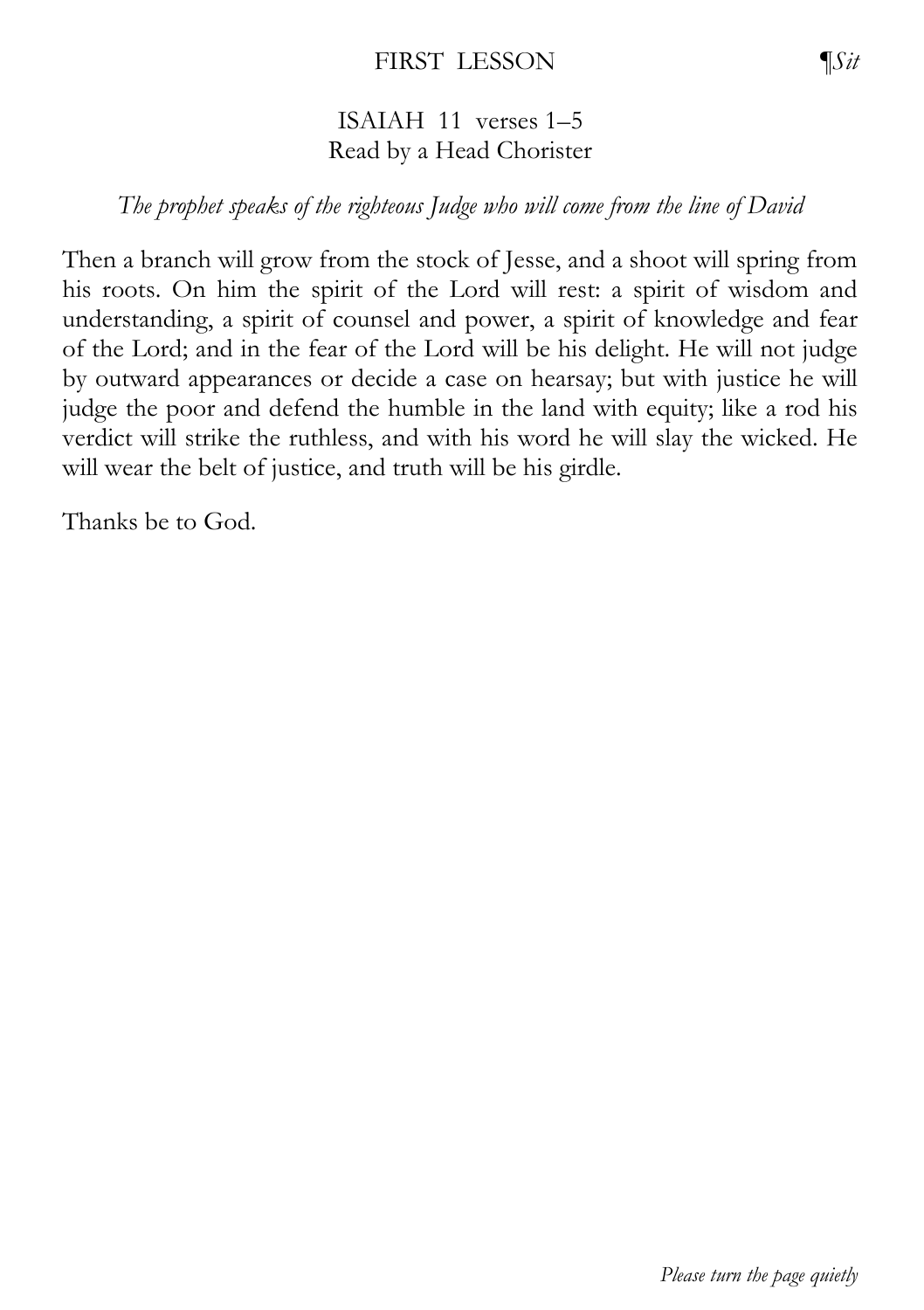## FIRST LESSON

*¶Sit*

ISAIAH 11 verses 1–5
Read by a Head Chorister

*The prophet speaks of the righteous Judge who will come from the line of David*

Then a branch will grow from the stock of Jesse, and a shoot will spring from his roots. On him the spirit of the Lord will rest: a spirit of wisdom and understanding, a spirit of counsel and power, a spirit of knowledge and fear of the Lord; and in the fear of the Lord will be his delight. He will not judge by outward appearances or decide a case on hearsay; but with justice he will judge the poor and defend the humble in the land with equity; like a rod his verdict will strike the ruthless, and with his word he will slay the wicked. He will wear the belt of justice, and truth will be his girdle.

Thanks be to God.

*Please turn the page quietly*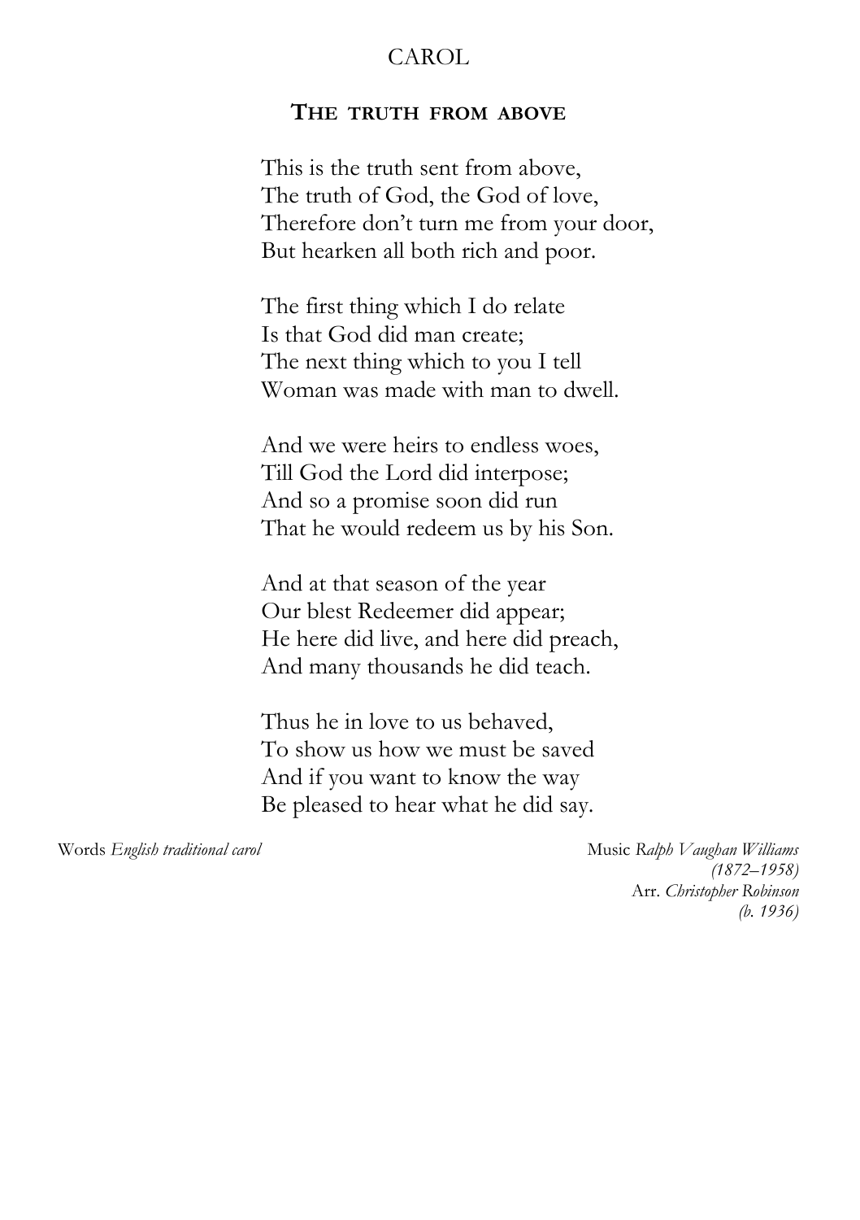## CAROL

### THE TRUTH FROM ABOVE

This is the truth sent from above,
The truth of God, the God of love,
Therefore don't turn me from your door,
But hearken all both rich and poor.

The first thing which I do relate
Is that God did man create;
The next thing which to you I tell
Woman was made with man to dwell.

And we were heirs to endless woes,
Till God the Lord did interpose;
And so a promise soon did run
That he would redeem us by his Son.

And at that season of the year
Our blest Redeemer did appear;
He here did live, and here did preach,
And many thousands he did teach.

Thus he in love to us behaved,
To show us how we must be saved
And if you want to know the way
Be pleased to hear what he did say.

Words *English traditional carol*

Music *Ralph Vaughan Williams (1872–1958)*
Arr. *Christopher Robinson (b. 1936)*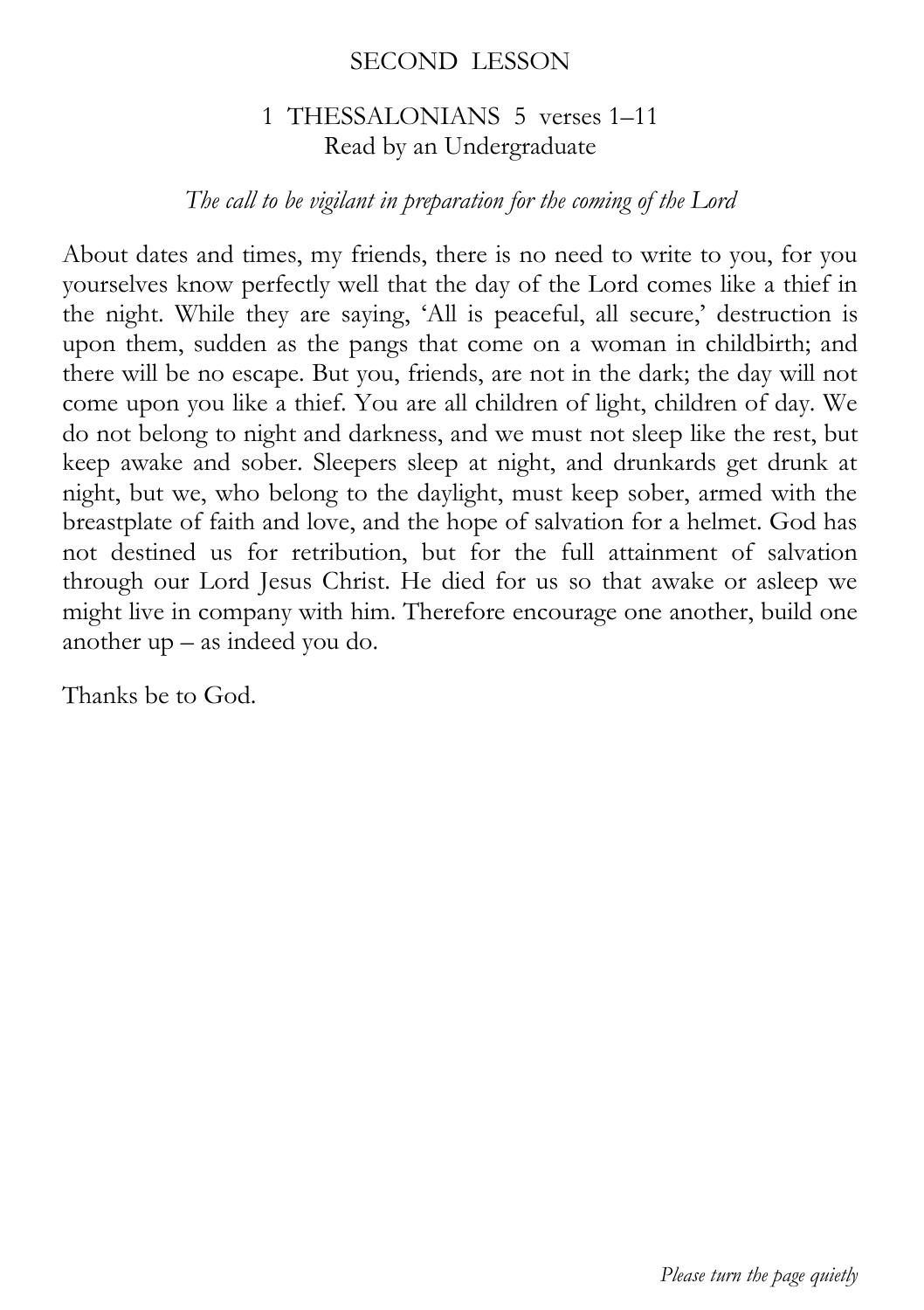## SECOND LESSON

### 1 THESSALONIANS 5 verses 1–11
Read by an Undergraduate

*The call to be vigilant in preparation for the coming of the Lord*

About dates and times, my friends, there is no need to write to you, for you yourselves know perfectly well that the day of the Lord comes like a thief in the night. While they are saying, 'All is peaceful, all secure,' destruction is upon them, sudden as the pangs that come on a woman in childbirth; and there will be no escape. But you, friends, are not in the dark; the day will not come upon you like a thief. You are all children of light, children of day. We do not belong to night and darkness, and we must not sleep like the rest, but keep awake and sober. Sleepers sleep at night, and drunkards get drunk at night, but we, who belong to the daylight, must keep sober, armed with the breastplate of faith and love, and the hope of salvation for a helmet. God has not destined us for retribution, but for the full attainment of salvation through our Lord Jesus Christ. He died for us so that awake or asleep we might live in company with him. Therefore encourage one another, build one another up – as indeed you do.

Thanks be to God.

*Please turn the page quietly*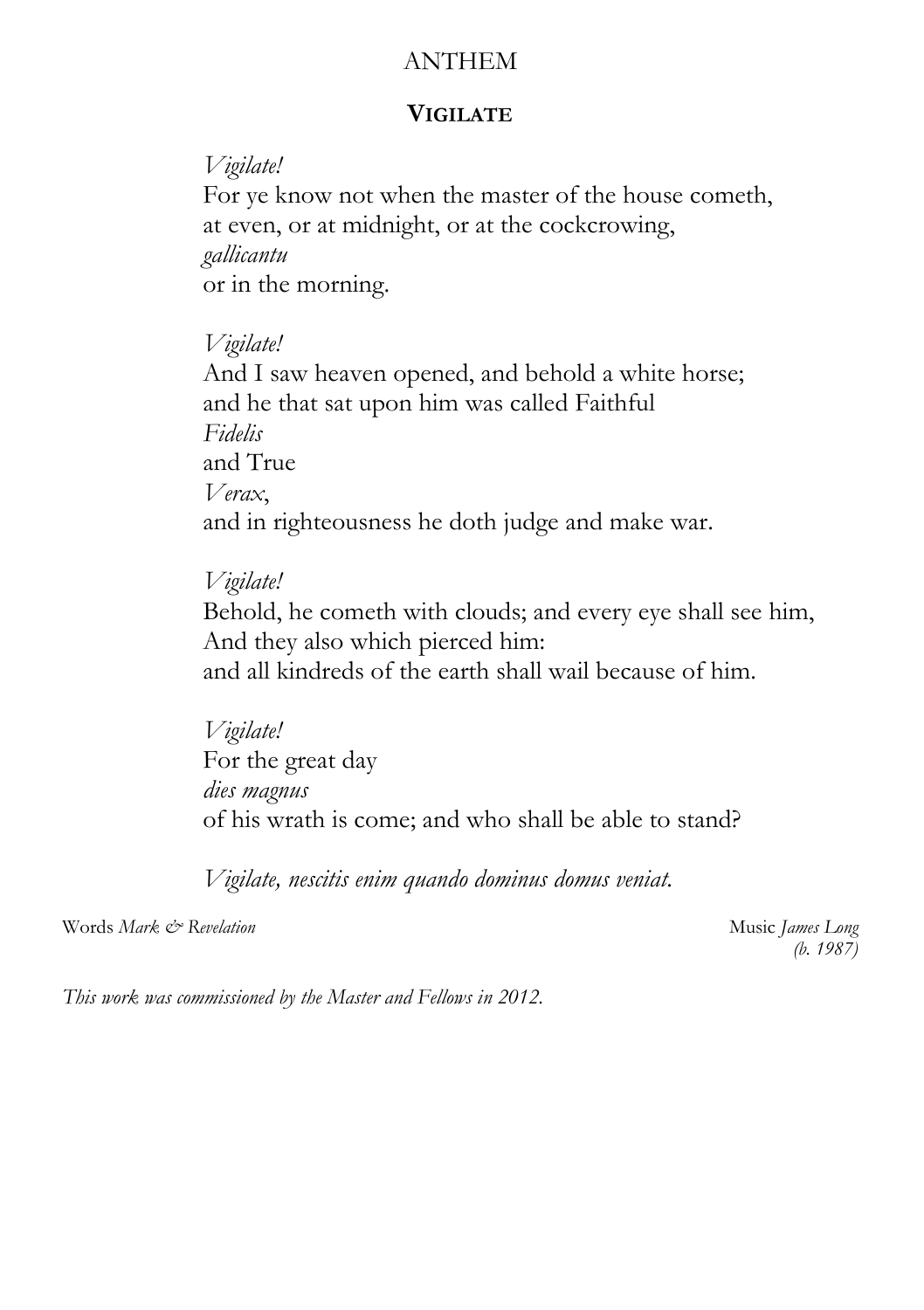# ANTHEM

## VIGILATE

*Vigilate!*
For ye know not when the master of the house cometh,
at even, or at midnight, or at the cockcrowing,
*gallicantu*
or in the morning.

*Vigilate!*
And I saw heaven opened, and behold a white horse;
and he that sat upon him was called Faithful
*Fidelis*
and True
*Verax*,
and in righteousness he doth judge and make war.

*Vigilate!*
Behold, he cometh with clouds; and every eye shall see him,
And they also which pierced him:
and all kindreds of the earth shall wail because of him.

*Vigilate!*
For the great day
*dies magnus*
of his wrath is come; and who shall be able to stand?

*Vigilate, nescitis enim quando dominus domus veniat.*

Words *Mark & Revelation* — Music *James Long (b. 1987)*

*This work was commissioned by the Master and Fellows in 2012.*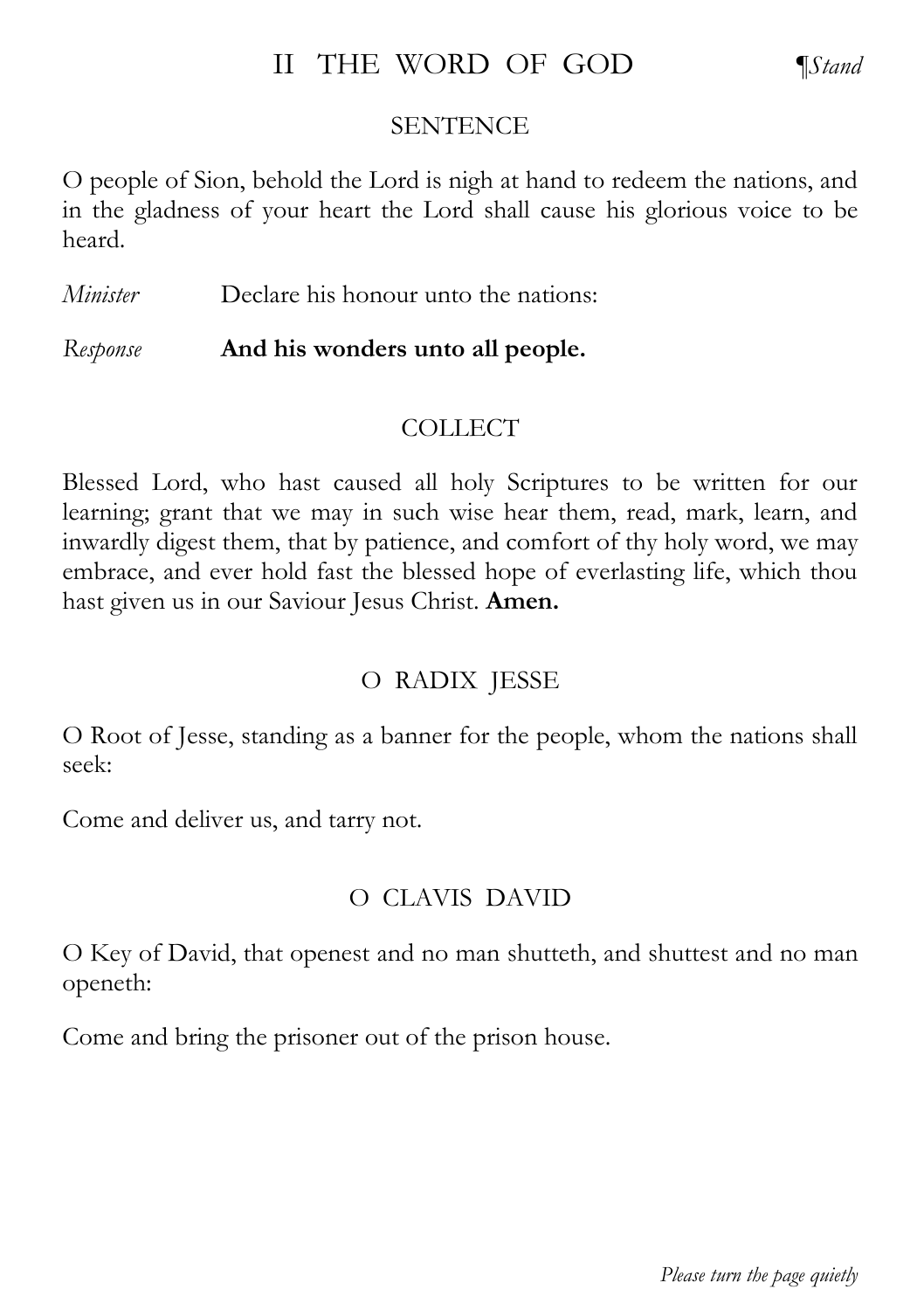## II THE WORD OF GOD

¶*Stand*

### SENTENCE

O people of Sion, behold the Lord is nigh at hand to redeem the nations, and in the gladness of your heart the Lord shall cause his glorious voice to be heard.

*Minister* Declare his honour unto the nations:

*Response* **And his wonders unto all people.**

### COLLECT

Blessed Lord, who hast caused all holy Scriptures to be written for our learning; grant that we may in such wise hear them, read, mark, learn, and inwardly digest them, that by patience, and comfort of thy holy word, we may embrace, and ever hold fast the blessed hope of everlasting life, which thou hast given us in our Saviour Jesus Christ. **Amen.**

### O RADIX JESSE

O Root of Jesse, standing as a banner for the people, whom the nations shall seek:

Come and deliver us, and tarry not.

### O CLAVIS DAVID

O Key of David, that openest and no man shutteth, and shuttest and no man openeth:

Come and bring the prisoner out of the prison house.

*Please turn the page quietly*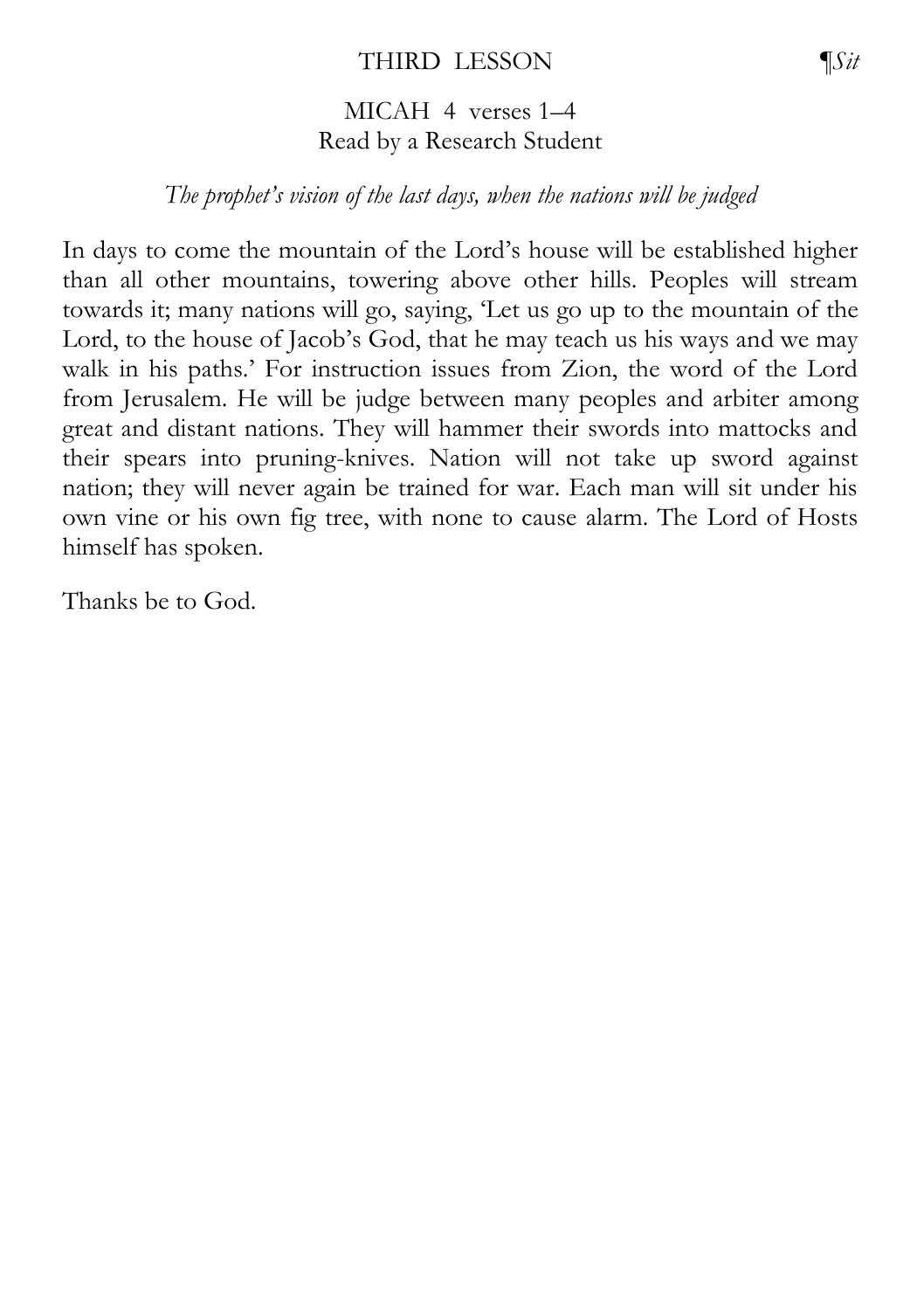## THIRD LESSON ¶*Sit*

MICAH 4 verses 1–4
Read by a Research Student

*The prophet's vision of the last days, when the nations will be judged*

In days to come the mountain of the Lord's house will be established higher than all other mountains, towering above other hills. Peoples will stream towards it; many nations will go, saying, 'Let us go up to the mountain of the Lord, to the house of Jacob's God, that he may teach us his ways and we may walk in his paths.' For instruction issues from Zion, the word of the Lord from Jerusalem. He will be judge between many peoples and arbiter among great and distant nations. They will hammer their swords into mattocks and their spears into pruning-knives. Nation will not take up sword against nation; they will never again be trained for war. Each man will sit under his own vine or his own fig tree, with none to cause alarm. The Lord of Hosts himself has spoken.

Thanks be to God.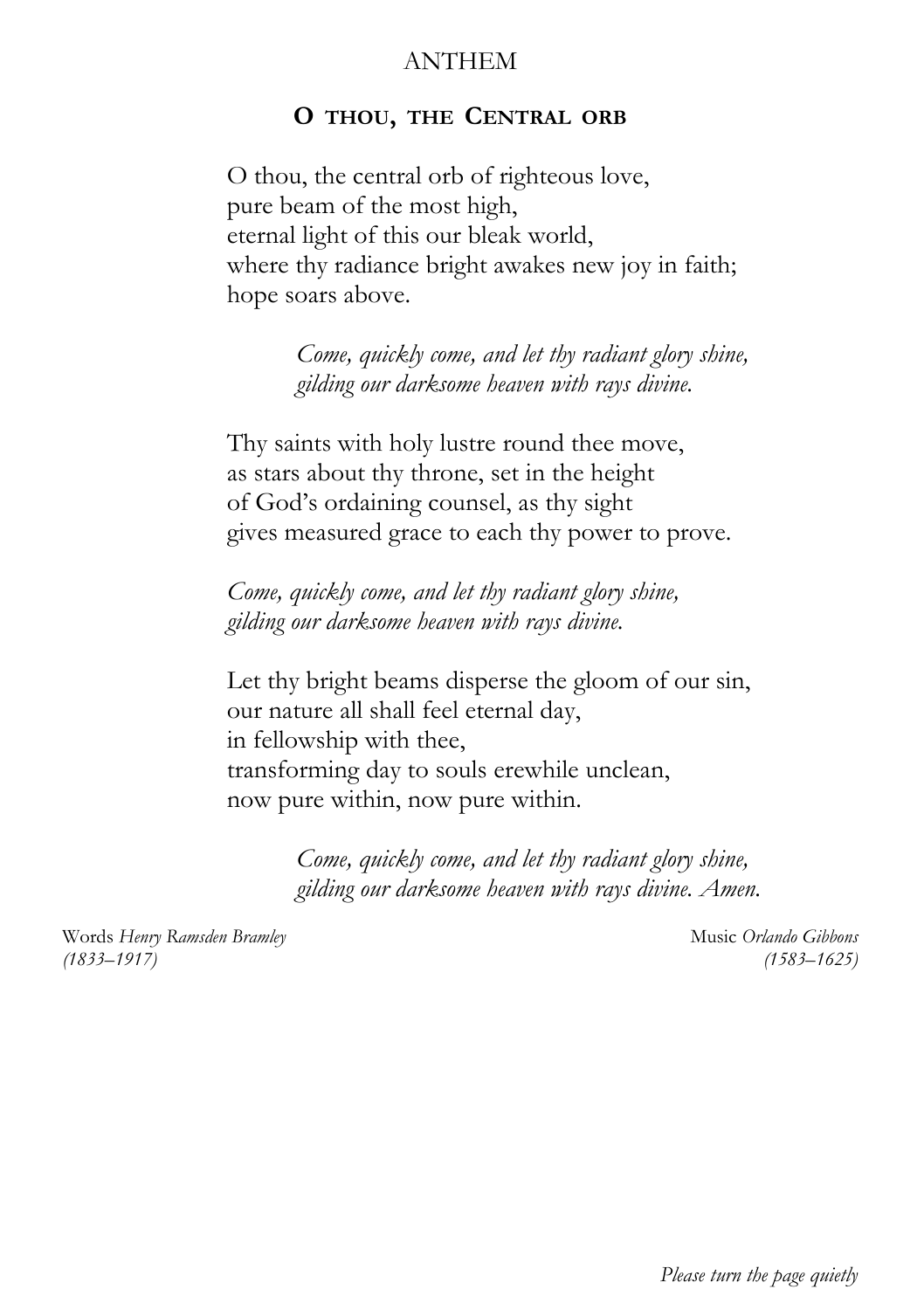## ANTHEM

### O THOU, THE CENTRAL ORB

O thou, the central orb of righteous love,
pure beam of the most high,
eternal light of this our bleak world,
where thy radiance bright awakes new joy in faith;
hope soars above.

> *Come, quickly come, and let thy radiant glory shine,*
> *gilding our darksome heaven with rays divine.*

Thy saints with holy lustre round thee move,
as stars about thy throne, set in the height
of God's ordaining counsel, as thy sight
gives measured grace to each thy power to prove.

*Come, quickly come, and let thy radiant glory shine,*
*gilding our darksome heaven with rays divine.*

Let thy bright beams disperse the gloom of our sin,
our nature all shall feel eternal day,
in fellowship with thee,
transforming day to souls erewhile unclean,
now pure within, now pure within.

> *Come, quickly come, and let thy radiant glory shine,*
> *gilding our darksome heaven with rays divine. Amen.*

Words *Henry Ramsden Bramley* *(1833–1917)*

Music *Orlando Gibbons* *(1583–1625)*

*Please turn the page quietly*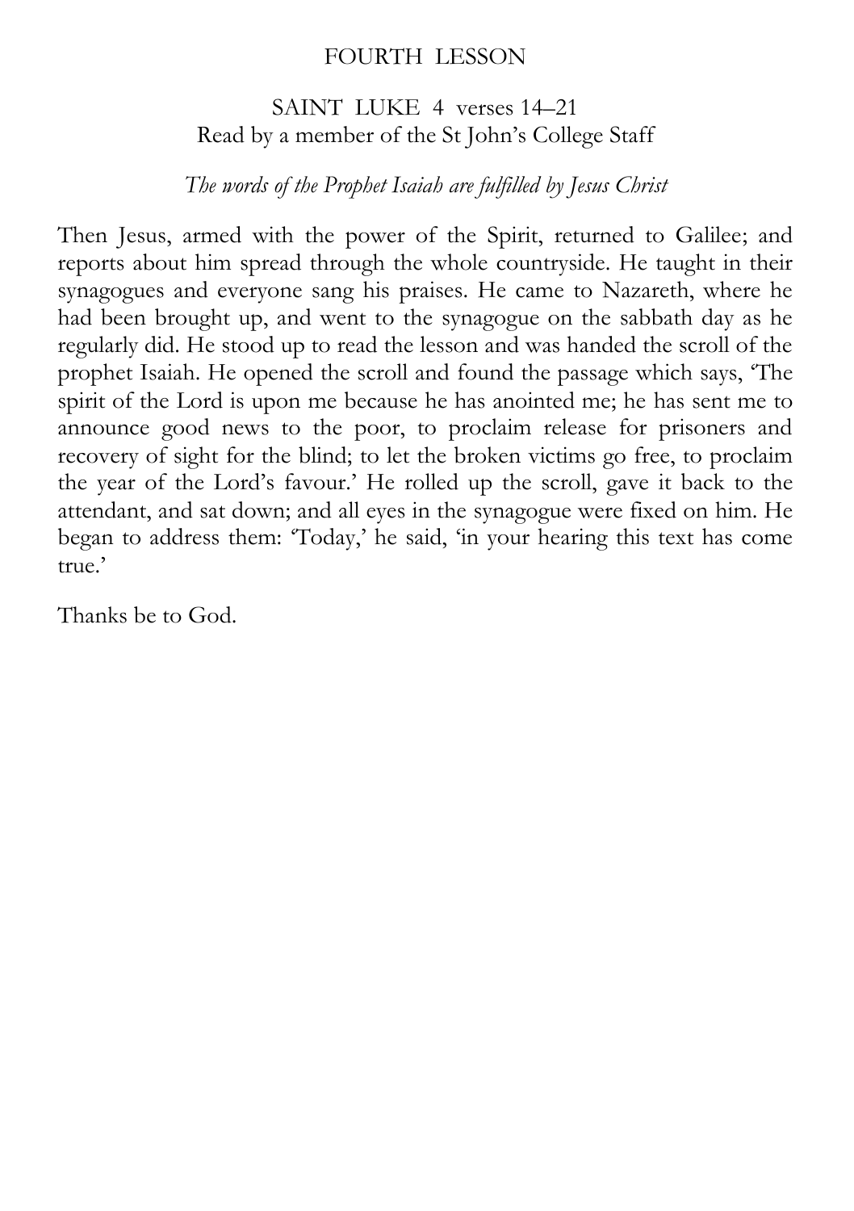## FOURTH LESSON

### SAINT LUKE 4 verses 14–21
Read by a member of the St John's College Staff

*The words of the Prophet Isaiah are fulfilled by Jesus Christ*

Then Jesus, armed with the power of the Spirit, returned to Galilee; and reports about him spread through the whole countryside. He taught in their synagogues and everyone sang his praises. He came to Nazareth, where he had been brought up, and went to the synagogue on the sabbath day as he regularly did. He stood up to read the lesson and was handed the scroll of the prophet Isaiah. He opened the scroll and found the passage which says, 'The spirit of the Lord is upon me because he has anointed me; he has sent me to announce good news to the poor, to proclaim release for prisoners and recovery of sight for the blind; to let the broken victims go free, to proclaim the year of the Lord's favour.' He rolled up the scroll, gave it back to the attendant, and sat down; and all eyes in the synagogue were fixed on him. He began to address them: 'Today,' he said, 'in your hearing this text has come true.'

Thanks be to God.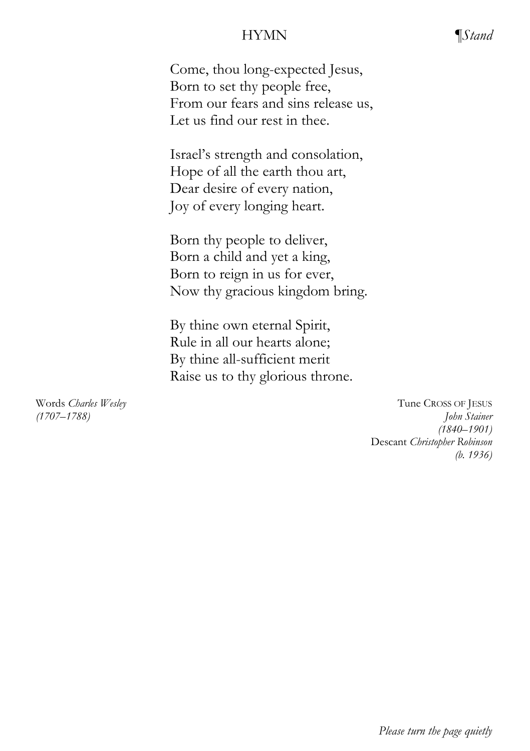## HYMN

*¶Stand*

Come, thou long-expected Jesus,
Born to set thy people free,
From our fears and sins release us,
Let us find our rest in thee.

Israel's strength and consolation,
Hope of all the earth thou art,
Dear desire of every nation,
Joy of every longing heart.

Born thy people to deliver,
Born a child and yet a king,
Born to reign in us for ever,
Now thy gracious kingdom bring.

By thine own eternal Spirit,
Rule in all our hearts alone;
By thine all-sufficient merit
Raise us to thy glorious throne.

Words *Charles Wesley (1707–1788)*

Tune CROSS OF JESUS *John Stainer (1840–1901)*
Descant *Christopher Robinson (b. 1936)*

*Please turn the page quietly*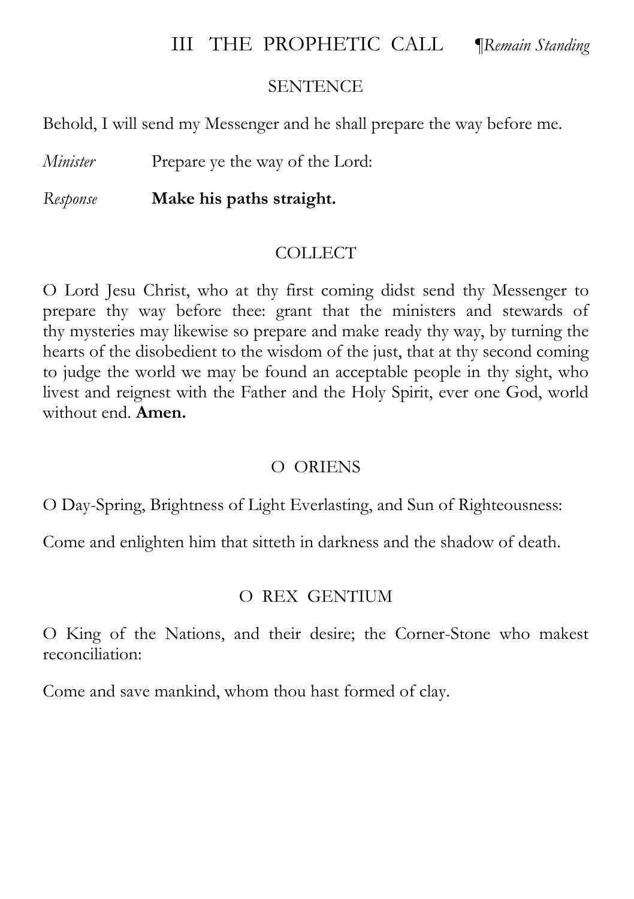## III THE PROPHETIC CALL ¶*Remain Standing*

### SENTENCE

Behold, I will send my Messenger and he shall prepare the way before me.

*Minister* Prepare ye the way of the Lord:

*Response* **Make his paths straight.**

### COLLECT

O Lord Jesu Christ, who at thy first coming didst send thy Messenger to prepare thy way before thee: grant that the ministers and stewards of thy mysteries may likewise so prepare and make ready thy way, by turning the hearts of the disobedient to the wisdom of the just, that at thy second coming to judge the world we may be found an acceptable people in thy sight, who livest and reignest with the Father and the Holy Spirit, ever one God, world without end. **Amen.**

### O ORIENS

O Day-Spring, Brightness of Light Everlasting, and Sun of Righteousness:

Come and enlighten him that sitteth in darkness and the shadow of death.

### O REX GENTIUM

O King of the Nations, and their desire; the Corner-Stone who makest reconciliation:

Come and save mankind, whom thou hast formed of clay.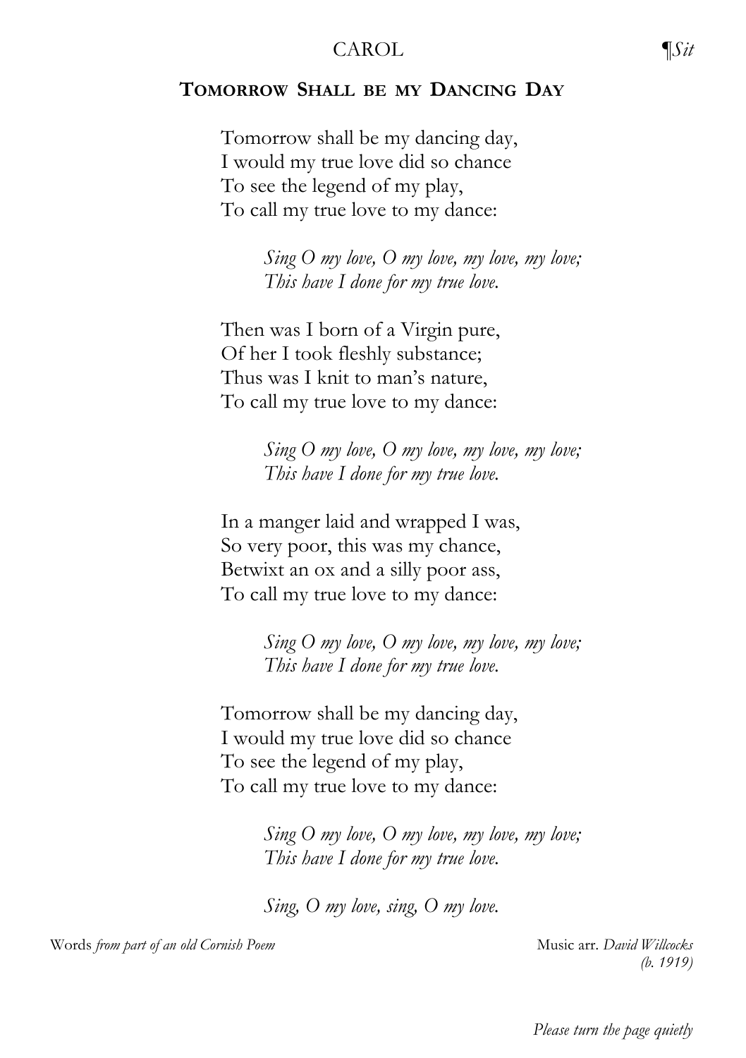CAROL *¶Sit*

## Tomorrow Shall be my Dancing Day

Tomorrow shall be my dancing day,
I would my true love did so chance
To see the legend of my play,
To call my true love to my dance:

*Sing O my love, O my love, my love, my love;*
*This have I done for my true love.*

Then was I born of a Virgin pure,
Of her I took fleshly substance;
Thus was I knit to man's nature,
To call my true love to my dance:

*Sing O my love, O my love, my love, my love;*
*This have I done for my true love.*

In a manger laid and wrapped I was,
So very poor, this was my chance,
Betwixt an ox and a silly poor ass,
To call my true love to my dance:

*Sing O my love, O my love, my love, my love;*
*This have I done for my true love.*

Tomorrow shall be my dancing day,
I would my true love did so chance
To see the legend of my play,
To call my true love to my dance:

*Sing O my love, O my love, my love, my love;*
*This have I done for my true love.*

*Sing, O my love, sing, O my love.*

Words *from part of an old Cornish Poem*

Music arr. *David Willcocks (b. 1919)*

*Please turn the page quietly*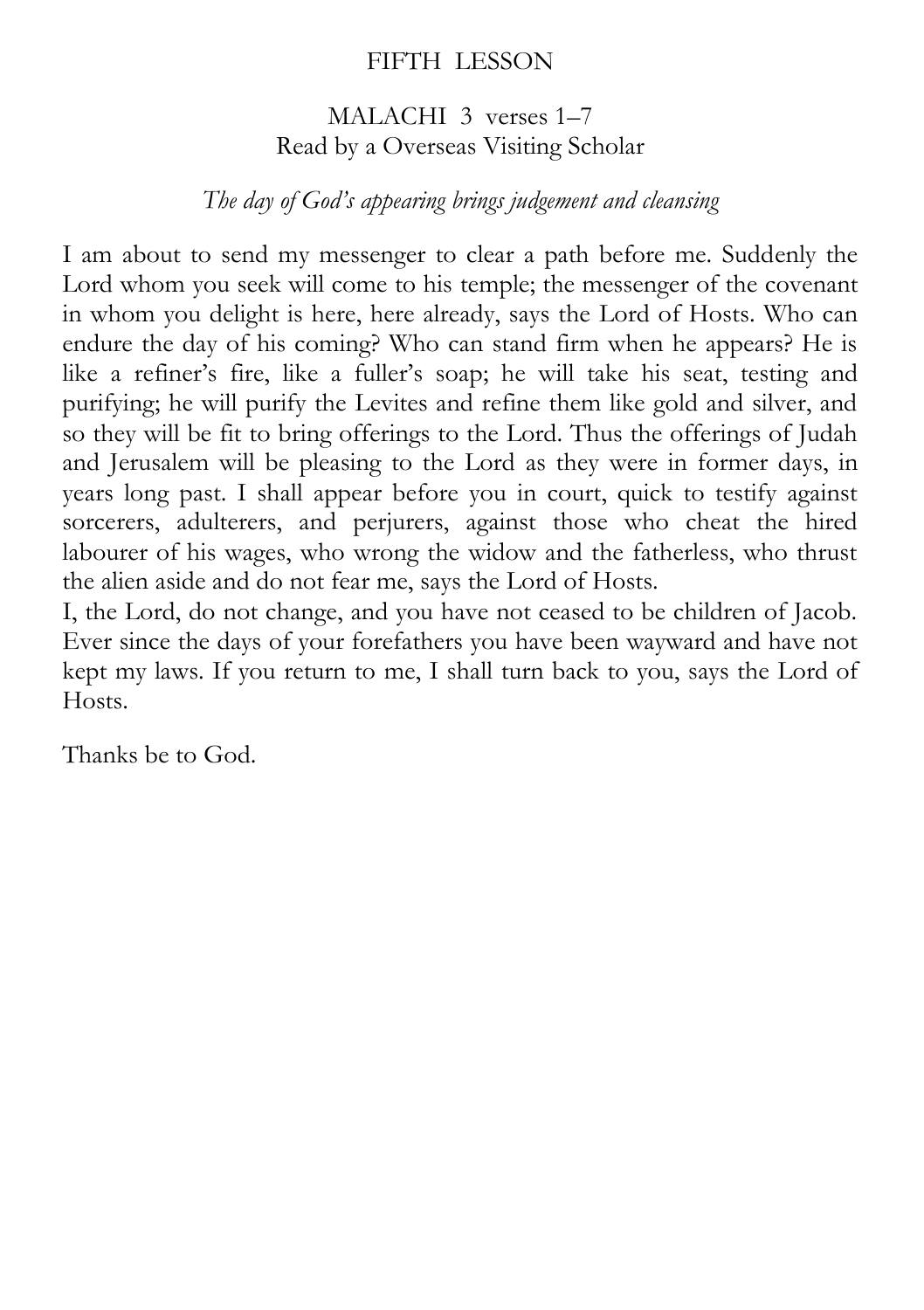## FIFTH LESSON

### MALACHI 3 verses 1–7
Read by a Overseas Visiting Scholar

*The day of God's appearing brings judgement and cleansing*

I am about to send my messenger to clear a path before me. Suddenly the Lord whom you seek will come to his temple; the messenger of the covenant in whom you delight is here, here already, says the Lord of Hosts. Who can endure the day of his coming? Who can stand firm when he appears? He is like a refiner's fire, like a fuller's soap; he will take his seat, testing and purifying; he will purify the Levites and refine them like gold and silver, and so they will be fit to bring offerings to the Lord. Thus the offerings of Judah and Jerusalem will be pleasing to the Lord as they were in former days, in years long past. I shall appear before you in court, quick to testify against sorcerers, adulterers, and perjurers, against those who cheat the hired labourer of his wages, who wrong the widow and the fatherless, who thrust the alien aside and do not fear me, says the Lord of Hosts.

I, the Lord, do not change, and you have not ceased to be children of Jacob. Ever since the days of your forefathers you have been wayward and have not kept my laws. If you return to me, I shall turn back to you, says the Lord of Hosts.

Thanks be to God.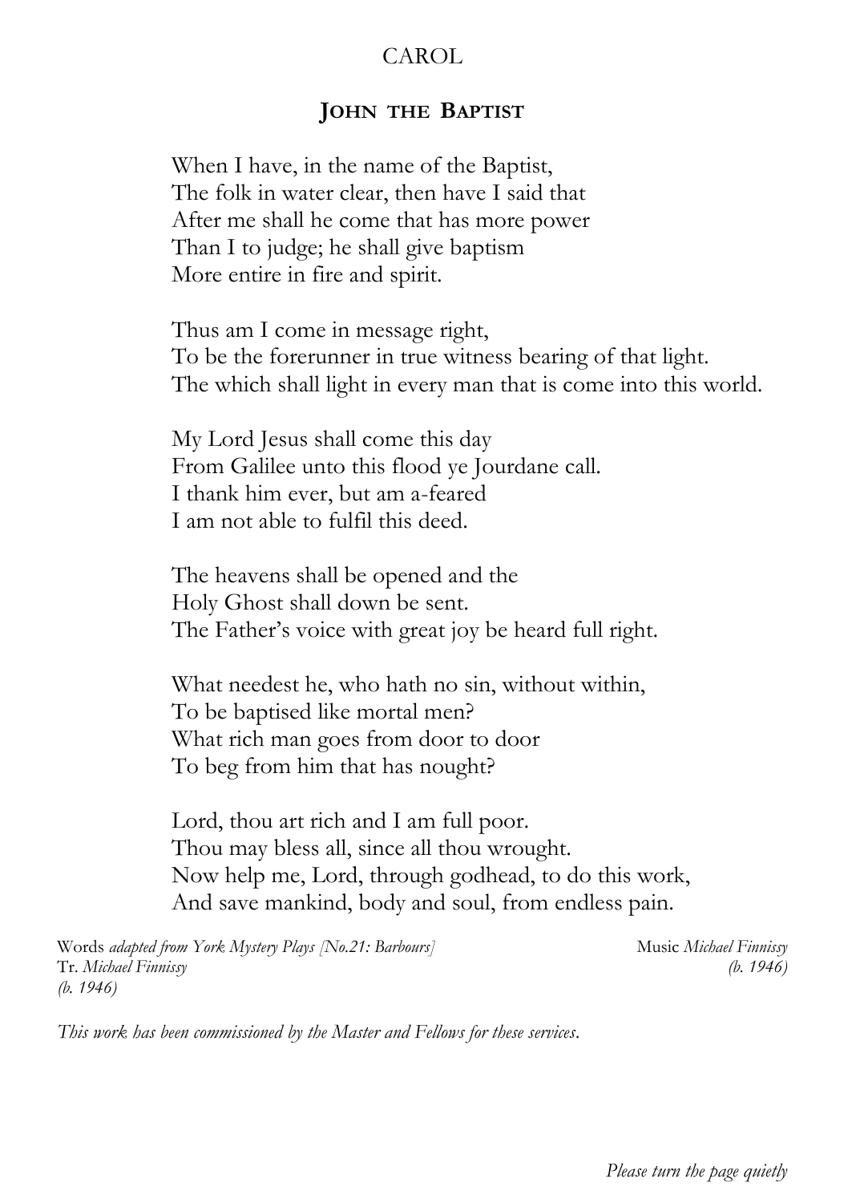CAROL

## John the Baptist

When I have, in the name of the Baptist,
The folk in water clear, then have I said that
After me shall he come that has more power
Than I to judge; he shall give baptism
More entire in fire and spirit.

Thus am I come in message right,
To be the forerunner in true witness bearing of that light.
The which shall light in every man that is come into this world.

My Lord Jesus shall come this day
From Galilee unto this flood ye Jourdane call.
I thank him ever, but am a-feared
I am not able to fulfil this deed.

The heavens shall be opened and the
Holy Ghost shall down be sent.
The Father's voice with great joy be heard full right.

What needest he, who hath no sin, without within,
To be baptised like mortal men?
What rich man goes from door to door
To beg from him that has nought?

Lord, thou art rich and I am full poor.
Thou may bless all, since all thou wrought.
Now help me, Lord, through godhead, to do this work,
And save mankind, body and soul, from endless pain.

Words *adapted from York Mystery Plays [No.21: Barbours]*
Tr. *Michael Finnissy (b. 1946)*

Music *Michael Finnissy (b. 1946)*

*This work has been commissioned by the Master and Fellows for these services.*

*Please turn the page quietly*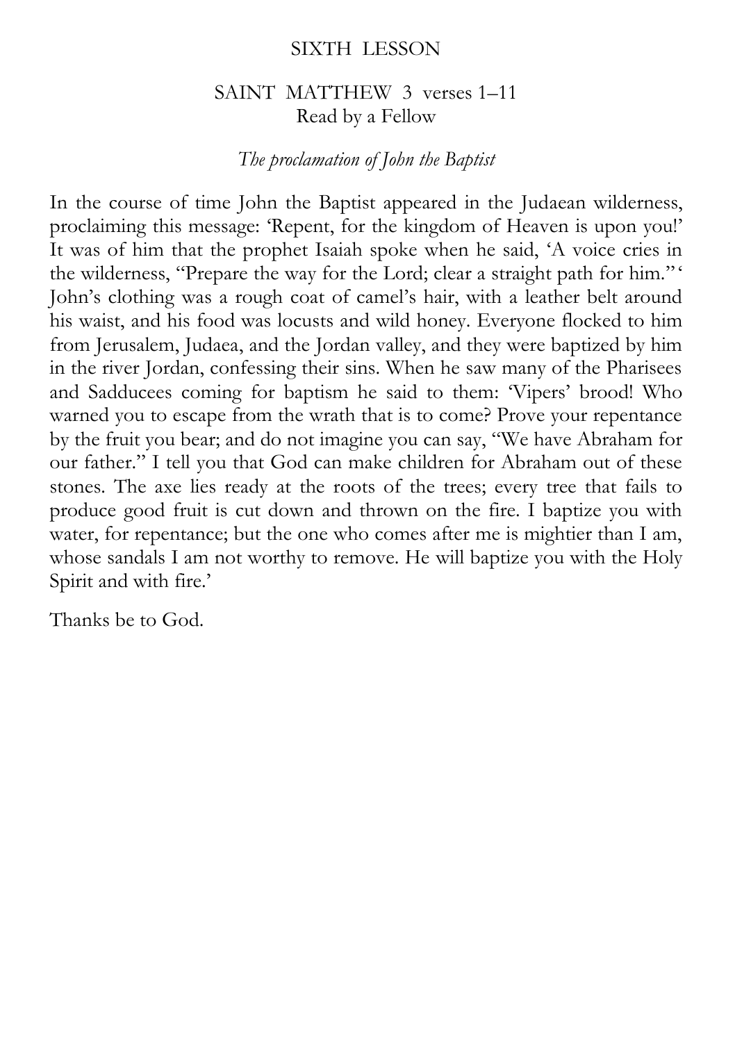## SIXTH LESSON

### SAINT MATTHEW 3 verses 1–11
Read by a Fellow

*The proclamation of John the Baptist*

In the course of time John the Baptist appeared in the Judaean wilderness, proclaiming this message: 'Repent, for the kingdom of Heaven is upon you!' It was of him that the prophet Isaiah spoke when he said, 'A voice cries in the wilderness, "Prepare the way for the Lord; clear a straight path for him."' John's clothing was a rough coat of camel's hair, with a leather belt around his waist, and his food was locusts and wild honey. Everyone flocked to him from Jerusalem, Judaea, and the Jordan valley, and they were baptized by him in the river Jordan, confessing their sins. When he saw many of the Pharisees and Sadducees coming for baptism he said to them: 'Vipers' brood! Who warned you to escape from the wrath that is to come? Prove your repentance by the fruit you bear; and do not imagine you can say, "We have Abraham for our father." I tell you that God can make children for Abraham out of these stones. The axe lies ready at the roots of the trees; every tree that fails to produce good fruit is cut down and thrown on the fire. I baptize you with water, for repentance; but the one who comes after me is mightier than I am, whose sandals I am not worthy to remove. He will baptize you with the Holy Spirit and with fire.'

Thanks be to God.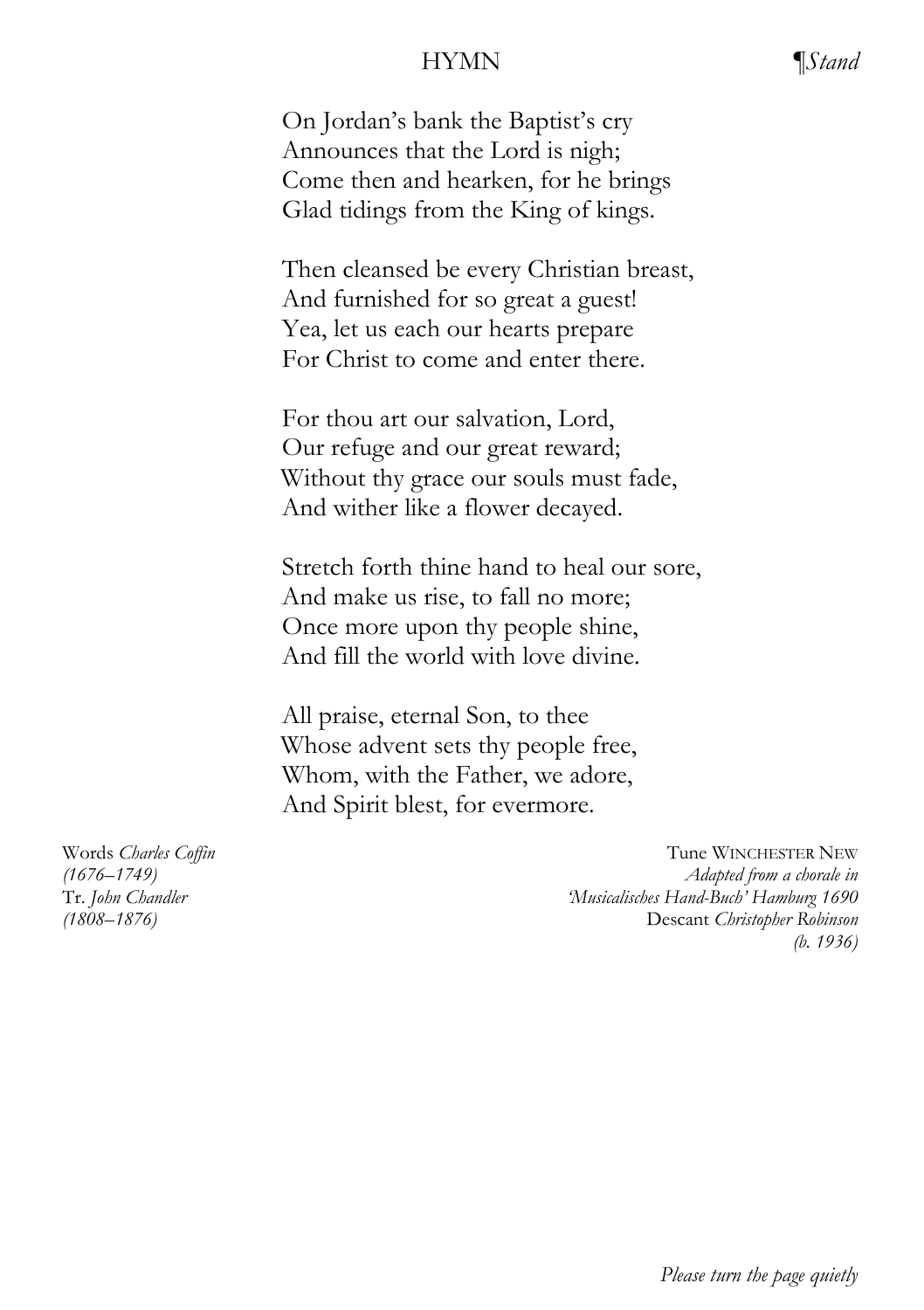## HYMN

*¶Stand*

On Jordan's bank the Baptist's cry  
Announces that the Lord is nigh;  
Come then and hearken, for he brings  
Glad tidings from the King of kings.

Then cleansed be every Christian breast,  
And furnished for so great a guest!  
Yea, let us each our hearts prepare  
For Christ to come and enter there.

For thou art our salvation, Lord,  
Our refuge and our great reward;  
Without thy grace our souls must fade,  
And wither like a flower decayed.

Stretch forth thine hand to heal our sore,  
And make us rise, to fall no more;  
Once more upon thy people shine,  
And fill the world with love divine.

All praise, eternal Son, to thee  
Whose advent sets thy people free,  
Whom, with the Father, we adore,  
And Spirit blest, for evermore.

Words *Charles Coffin*  
*(1676–1749)*  
Tr. *John Chandler*  
*(1808–1876)*

Tune WINCHESTER NEW  
*Adapted from a chorale in*  
*'Musicalisches Hand-Buch' Hamburg 1690*  
Descant *Christopher Robinson*  
*(b. 1936)*

*Please turn the page quietly*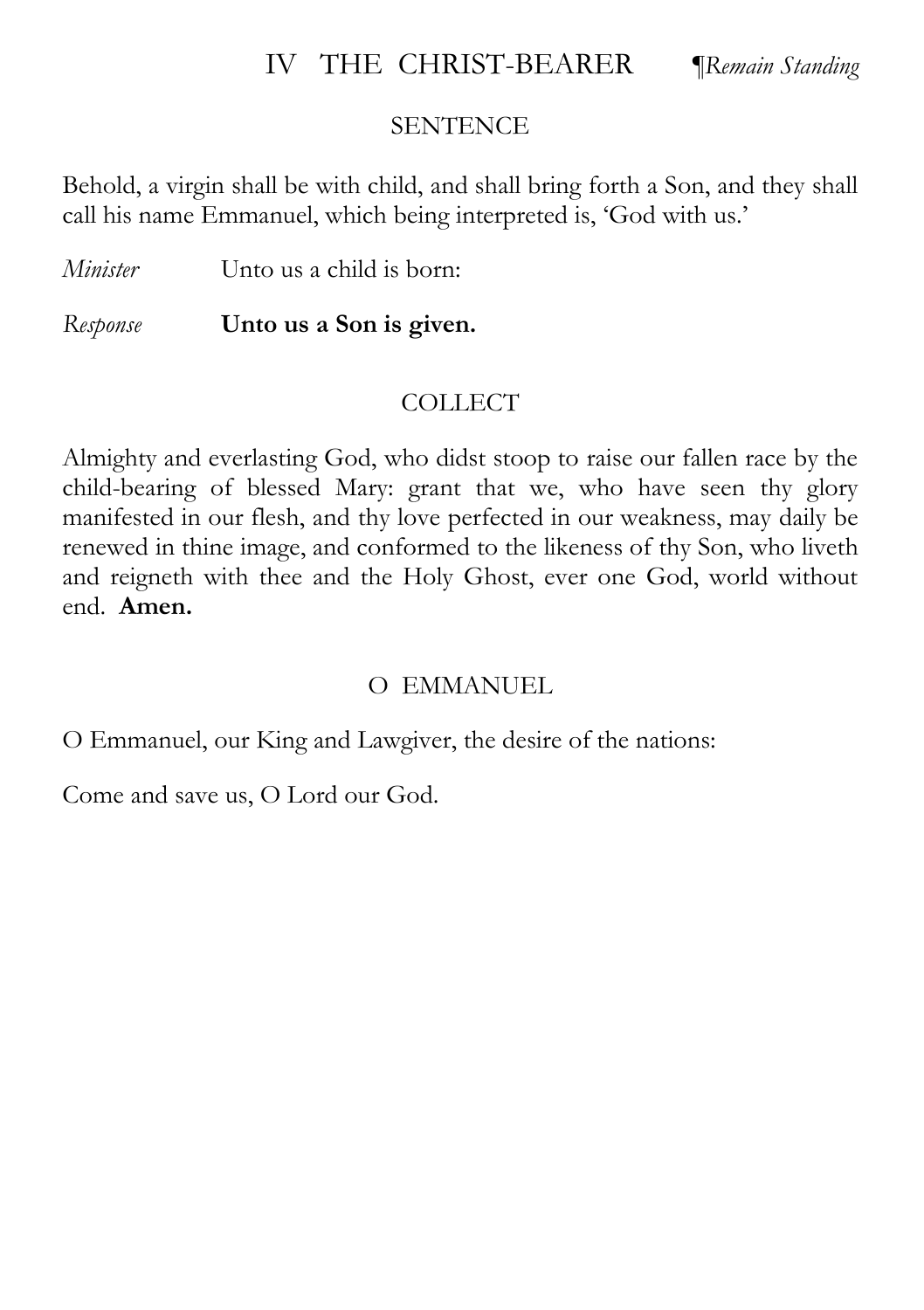## IV THE CHRIST-BEARER *¶Remain Standing*

### SENTENCE

Behold, a virgin shall be with child, and shall bring forth a Son, and they shall call his name Emmanuel, which being interpreted is, 'God with us.'

*Minister* Unto us a child is born:

*Response* **Unto us a Son is given.**

### COLLECT

Almighty and everlasting God, who didst stoop to raise our fallen race by the child-bearing of blessed Mary: grant that we, who have seen thy glory manifested in our flesh, and thy love perfected in our weakness, may daily be renewed in thine image, and conformed to the likeness of thy Son, who liveth and reigneth with thee and the Holy Ghost, ever one God, world without end. **Amen.**

### O EMMANUEL

O Emmanuel, our King and Lawgiver, the desire of the nations:

Come and save us, O Lord our God.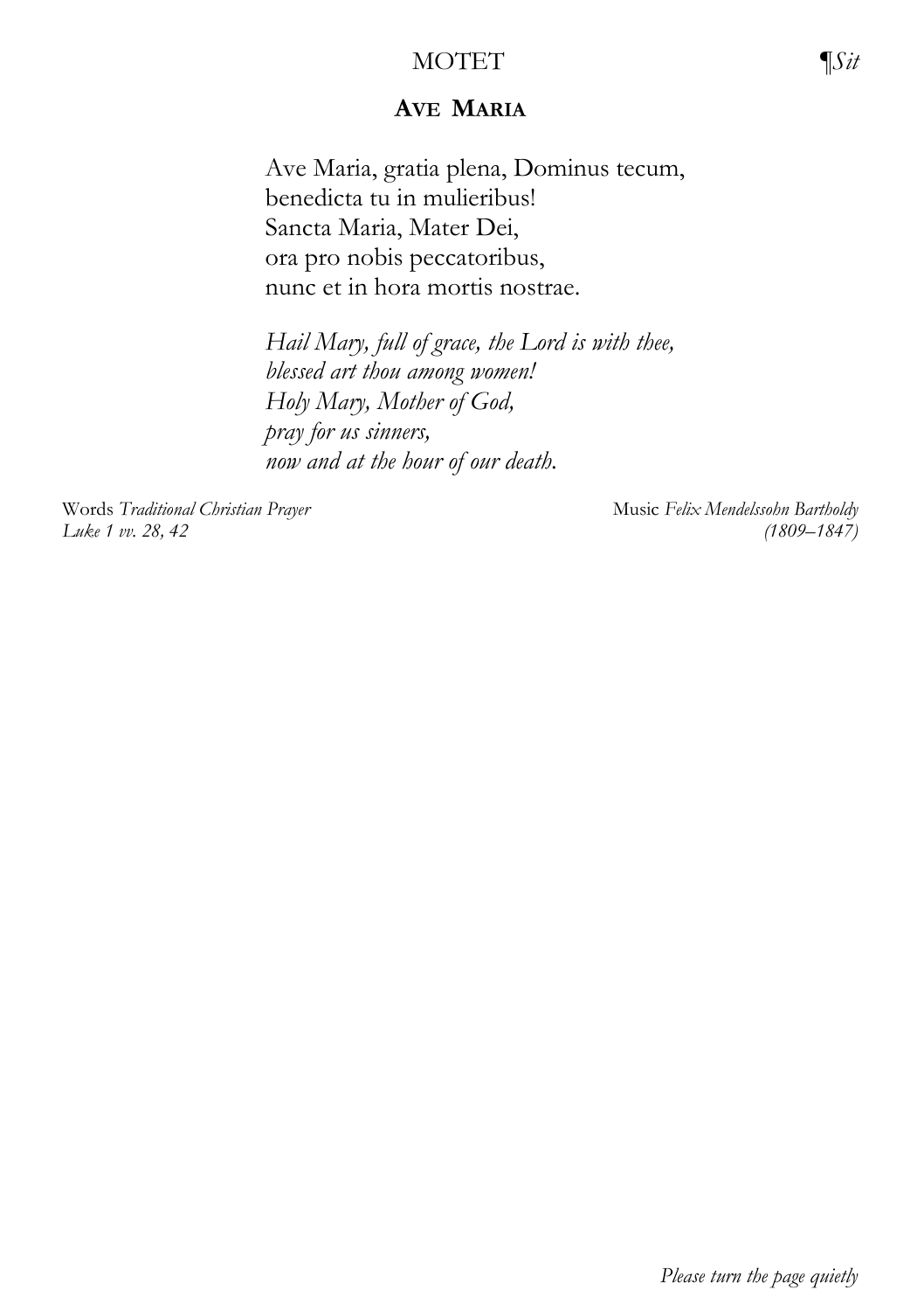## MOTET

*¶Sit*

### AVE MARIA

Ave Maria, gratia plena, Dominus tecum,
benedicta tu in mulieribus!
Sancta Maria, Mater Dei,
ora pro nobis peccatoribus,
nunc et in hora mortis nostrae.

*Hail Mary, full of grace, the Lord is with thee,*
*blessed art thou among women!*
*Holy Mary, Mother of God,*
*pray for us sinners,*
*now and at the hour of our death.*

Words *Traditional Christian Prayer*
*Luke 1 vv. 28, 42*

Music *Felix Mendelssohn Bartholdy*
*(1809–1847)*

*Please turn the page quietly*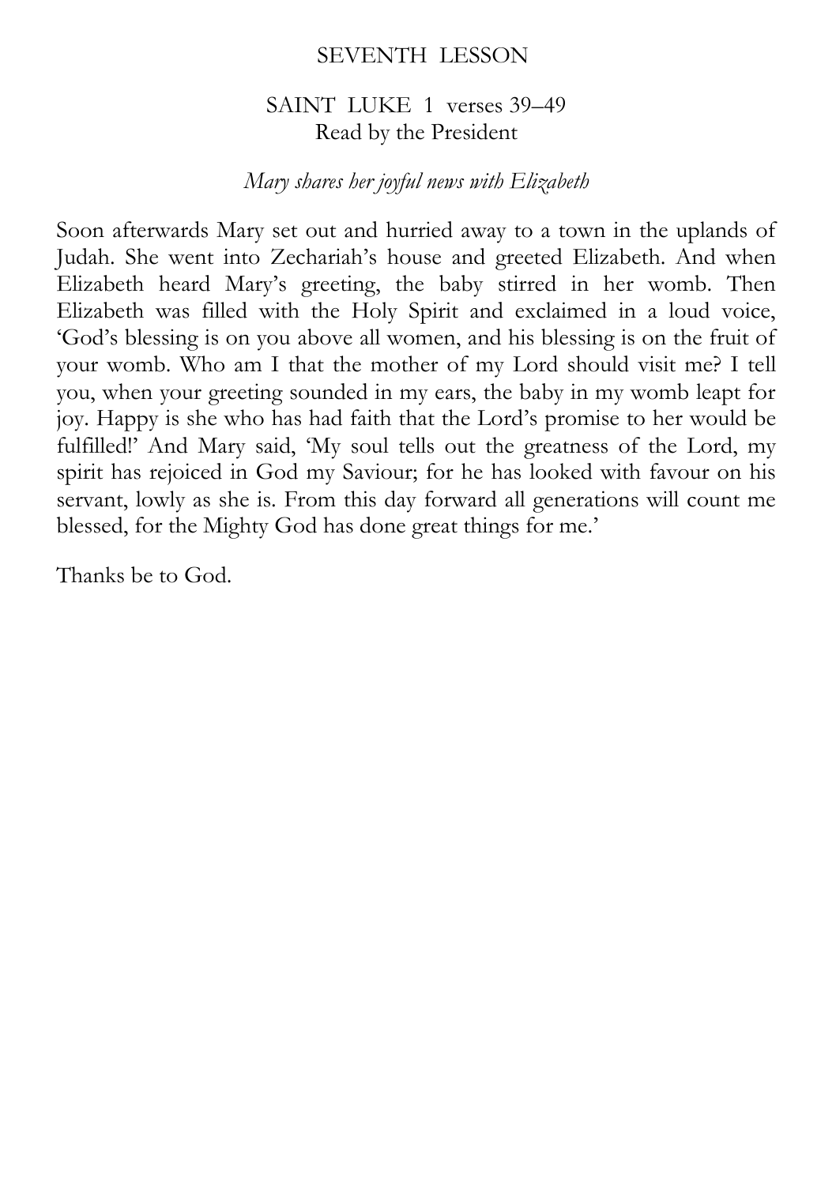## SEVENTH LESSON

### SAINT LUKE 1 verses 39–49
Read by the President

*Mary shares her joyful news with Elizabeth*

Soon afterwards Mary set out and hurried away to a town in the uplands of Judah. She went into Zechariah's house and greeted Elizabeth. And when Elizabeth heard Mary's greeting, the baby stirred in her womb. Then Elizabeth was filled with the Holy Spirit and exclaimed in a loud voice, 'God's blessing is on you above all women, and his blessing is on the fruit of your womb. Who am I that the mother of my Lord should visit me? I tell you, when your greeting sounded in my ears, the baby in my womb leapt for joy. Happy is she who has had faith that the Lord's promise to her would be fulfilled!' And Mary said, 'My soul tells out the greatness of the Lord, my spirit has rejoiced in God my Saviour; for he has looked with favour on his servant, lowly as she is. From this day forward all generations will count me blessed, for the Mighty God has done great things for me.'

Thanks be to God.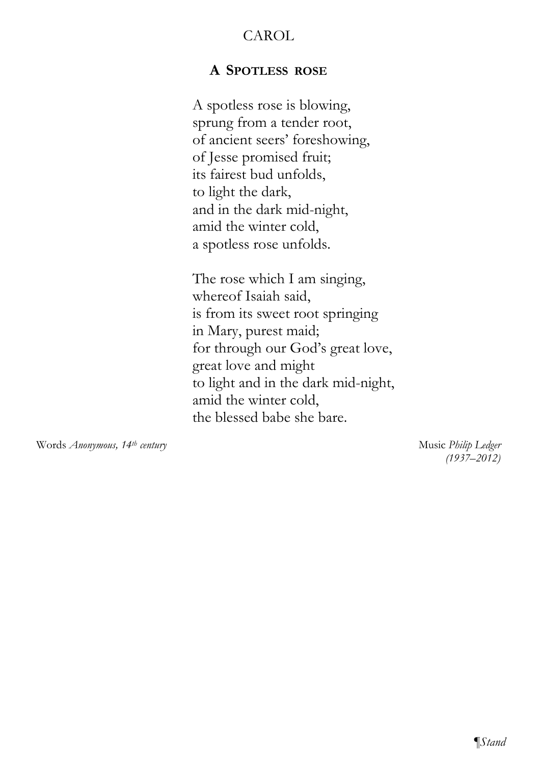CAROL

## A SPOTLESS ROSE

A spotless rose is blowing,
sprung from a tender root,
of ancient seers' foreshowing,
of Jesse promised fruit;
its fairest bud unfolds,
to light the dark,
and in the dark mid-night,
amid the winter cold,
a spotless rose unfolds.

The rose which I am singing,
whereof Isaiah said,
is from its sweet root springing
in Mary, purest maid;
for through our God's great love,
great love and might
to light and in the dark mid-night,
amid the winter cold,
the blessed babe she bare.

Words *Anonymous, 14th century*

Music *Philip Ledger (1937–2012)*

¶*Stand*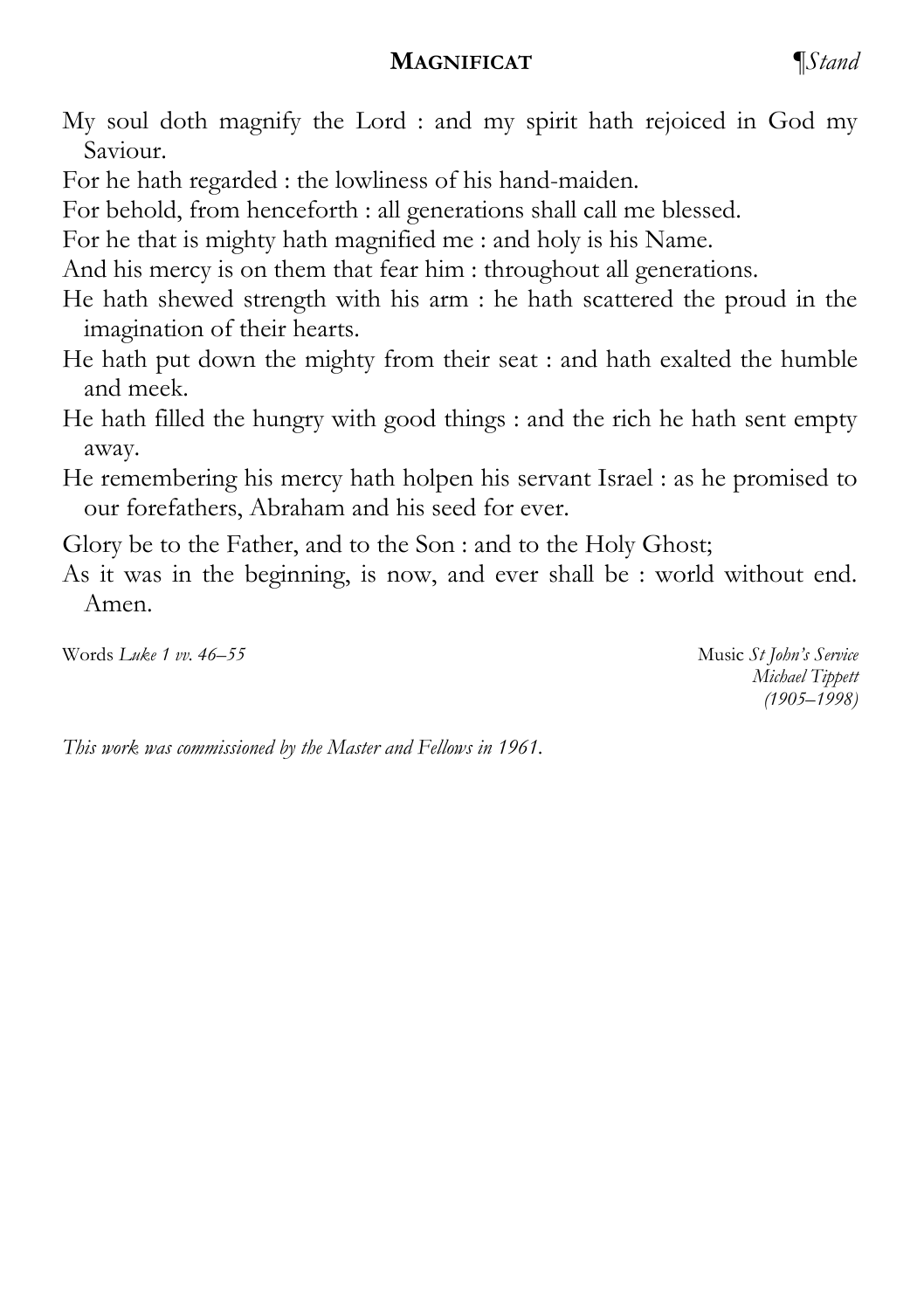## **MAGNIFICAT** *¶Stand*

My soul doth magnify the Lord : and my spirit hath rejoiced in God my Saviour.

For he hath regarded : the lowliness of his hand-maiden.

For behold, from henceforth : all generations shall call me blessed.

For he that is mighty hath magnified me : and holy is his Name.

And his mercy is on them that fear him : throughout all generations.

He hath shewed strength with his arm : he hath scattered the proud in the imagination of their hearts.

He hath put down the mighty from their seat : and hath exalted the humble and meek.

He hath filled the hungry with good things : and the rich he hath sent empty away.

He remembering his mercy hath holpen his servant Israel : as he promised to our forefathers, Abraham and his seed for ever.

Glory be to the Father, and to the Son : and to the Holy Ghost;

As it was in the beginning, is now, and ever shall be : world without end. Amen.

Words *Luke 1 vv. 46–55*

Music *St John's Service*
*Michael Tippett*
*(1905–1998)*

*This work was commissioned by the Master and Fellows in 1961.*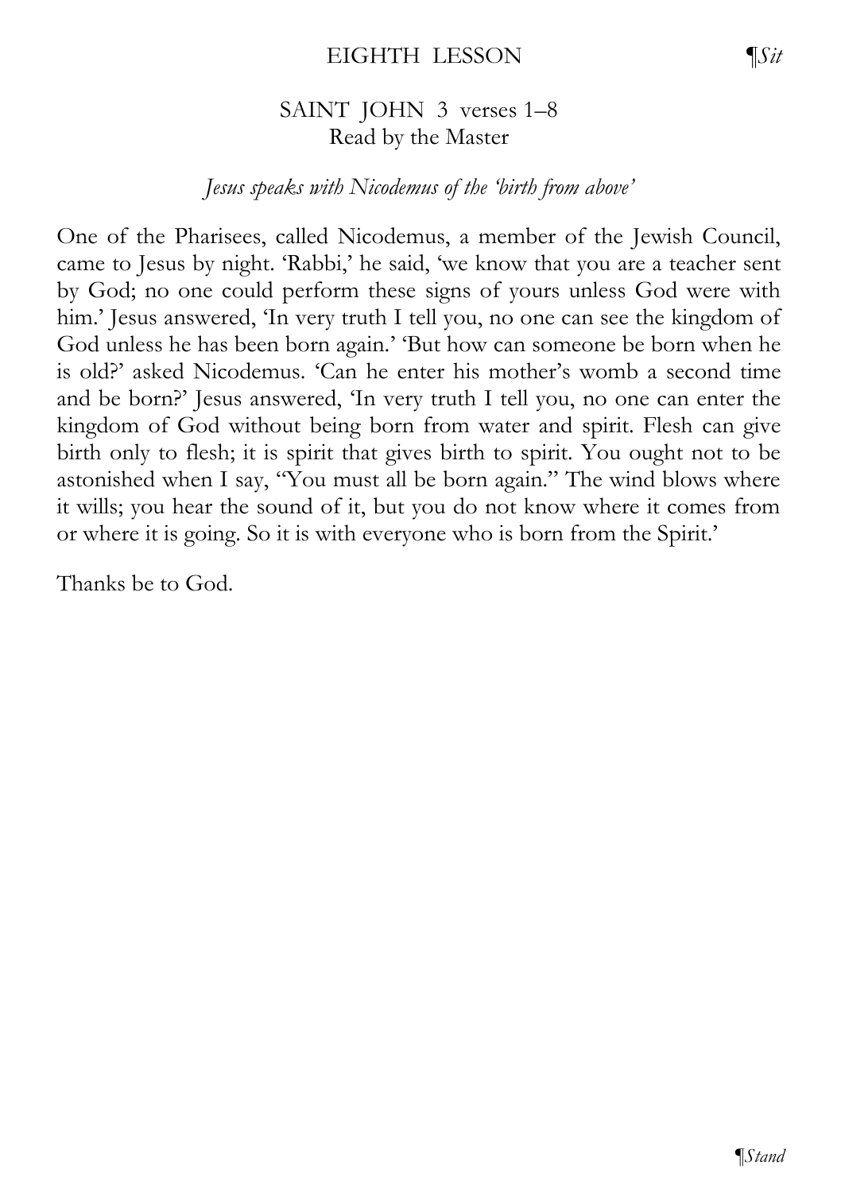## EIGHTH LESSON ¶*Sit*

SAINT JOHN 3 verses 1–8
Read by the Master

*Jesus speaks with Nicodemus of the 'birth from above'*

One of the Pharisees, called Nicodemus, a member of the Jewish Council, came to Jesus by night. 'Rabbi,' he said, 'we know that you are a teacher sent by God; no one could perform these signs of yours unless God were with him.' Jesus answered, 'In very truth I tell you, no one can see the kingdom of God unless he has been born again.' 'But how can someone be born when he is old?' asked Nicodemus. 'Can he enter his mother's womb a second time and be born?' Jesus answered, 'In very truth I tell you, no one can enter the kingdom of God without being born from water and spirit. Flesh can give birth only to flesh; it is spirit that gives birth to spirit. You ought not to be astonished when I say, "You must all be born again." The wind blows where it wills; you hear the sound of it, but you do not know where it comes from or where it is going. So it is with everyone who is born from the Spirit.'

Thanks be to God.

¶*Stand*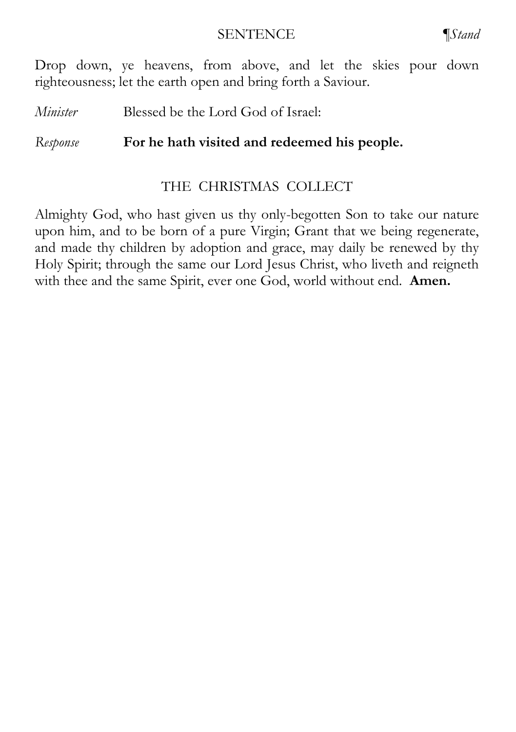## SENTENCE

¶*Stand*

Drop down, ye heavens, from above, and let the skies pour down righteousness; let the earth open and bring forth a Saviour.

*Minister* Blessed be the Lord God of Israel:

*Response* **For he hath visited and redeemed his people.**

## THE CHRISTMAS COLLECT

Almighty God, who hast given us thy only-begotten Son to take our nature upon him, and to be born of a pure Virgin; Grant that we being regenerate, and made thy children by adoption and grace, may daily be renewed by thy Holy Spirit; through the same our Lord Jesus Christ, who liveth and reigneth with thee and the same Spirit, ever one God, world without end. **Amen.**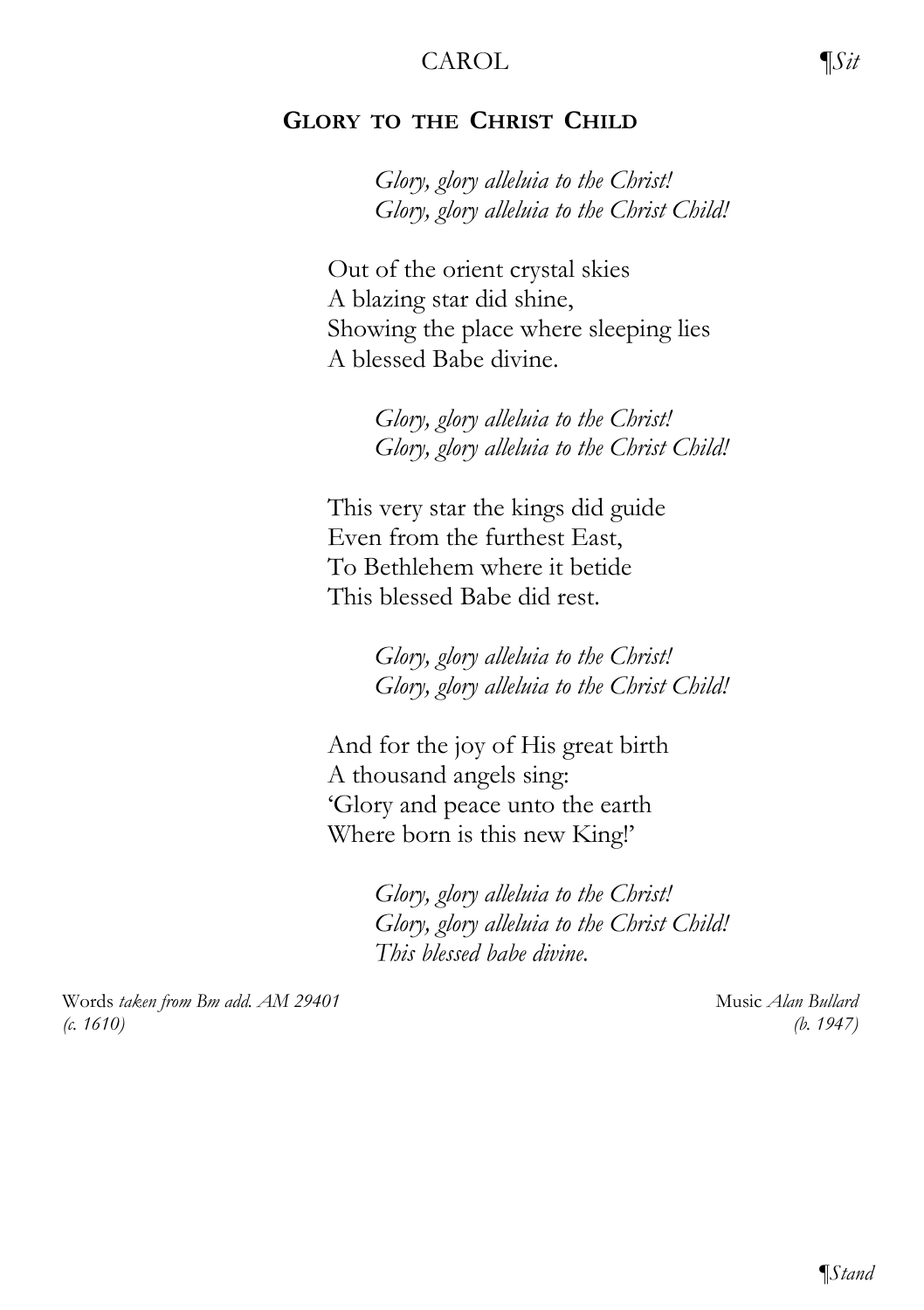CAROL ¶*Sit*

## GLORY TO THE CHRIST CHILD

*Glory, glory alleluia to the Christ!*
*Glory, glory alleluia to the Christ Child!*

Out of the orient crystal skies
A blazing star did shine,
Showing the place where sleeping lies
A blessed Babe divine.

*Glory, glory alleluia to the Christ!*
*Glory, glory alleluia to the Christ Child!*

This very star the kings did guide
Even from the furthest East,
To Bethlehem where it betide
This blessed Babe did rest.

*Glory, glory alleluia to the Christ!*
*Glory, glory alleluia to the Christ Child!*

And for the joy of His great birth
A thousand angels sing:
'Glory and peace unto the earth
Where born is this new King!'

*Glory, glory alleluia to the Christ!*
*Glory, glory alleluia to the Christ Child!*
*This blessed babe divine.*

Words *taken from Bm add. AM 29401 (c. 1610)*

Music *Alan Bullard (b. 1947)*

¶*Stand*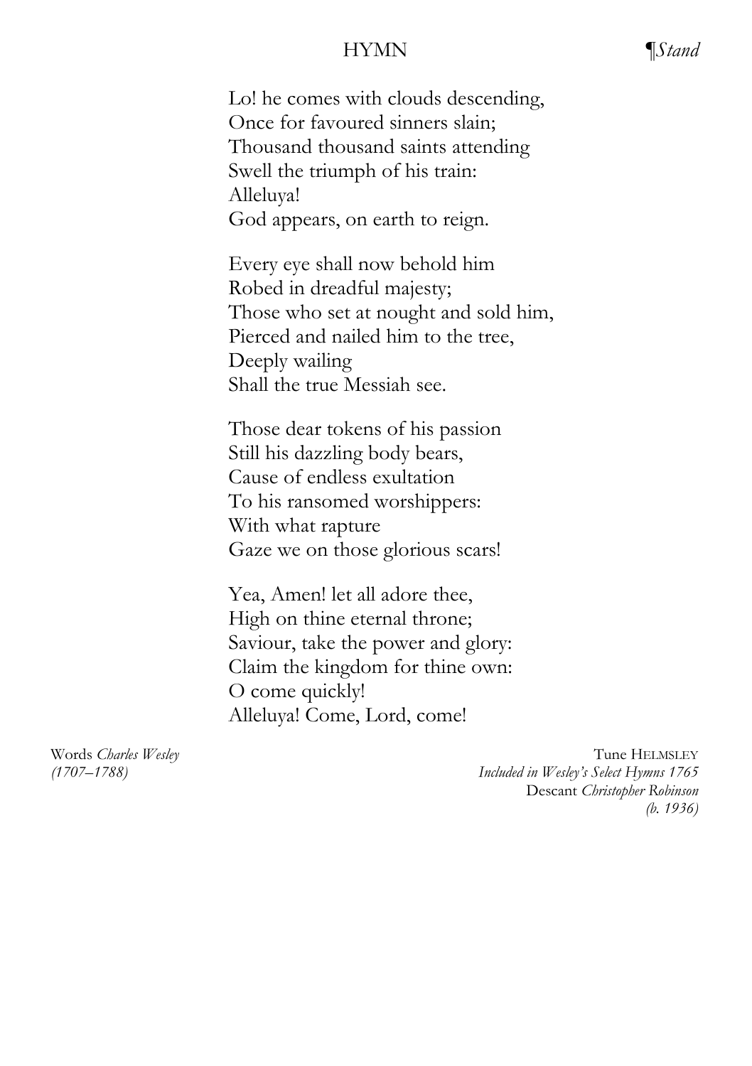## HYMN

¶*Stand*

Lo! he comes with clouds descending,
Once for favoured sinners slain;
Thousand thousand saints attending
Swell the triumph of his train:
Alleluya!
God appears, on earth to reign.

Every eye shall now behold him
Robed in dreadful majesty;
Those who set at nought and sold him,
Pierced and nailed him to the tree,
Deeply wailing
Shall the true Messiah see.

Those dear tokens of his passion
Still his dazzling body bears,
Cause of endless exultation
To his ransomed worshippers:
With what rapture
Gaze we on those glorious scars!

Yea, Amen! let all adore thee,
High on thine eternal throne;
Saviour, take the power and glory:
Claim the kingdom for thine own:
O come quickly!
Alleluya! Come, Lord, come!

Words *Charles Wesley*
*(1707–1788)*

Tune HELMSLEY
*Included in Wesley's Select Hymns 1765*
Descant *Christopher Robinson*
*(b. 1936)*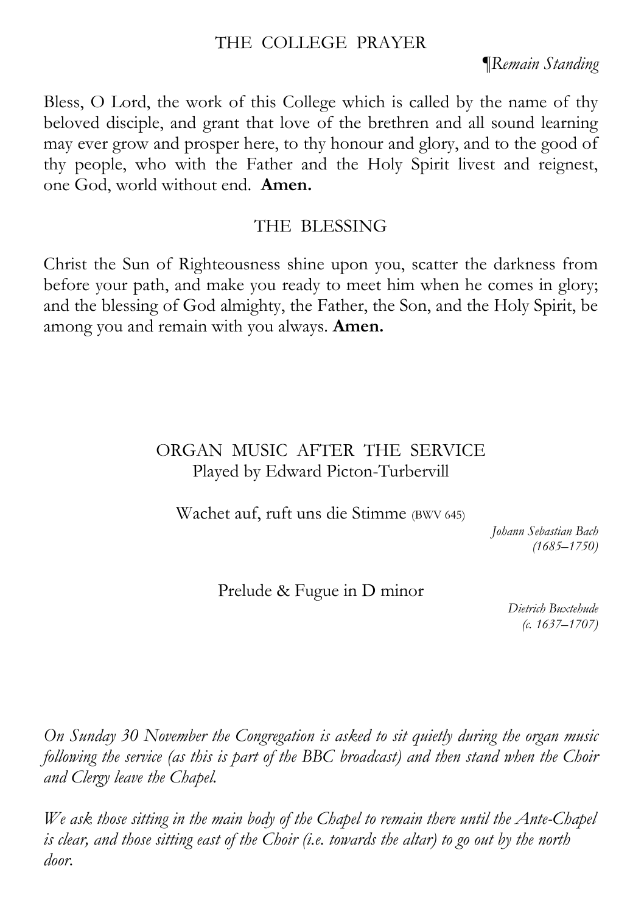## THE COLLEGE PRAYER

*¶Remain Standing*

Bless, O Lord, the work of this College which is called by the name of thy beloved disciple, and grant that love of the brethren and all sound learning may ever grow and prosper here, to thy honour and glory, and to the good of thy people, who with the Father and the Holy Spirit livest and reignest, one God, world without end. **Amen.**

## THE BLESSING

Christ the Sun of Righteousness shine upon you, scatter the darkness from before your path, and make you ready to meet him when he comes in glory; and the blessing of God almighty, the Father, the Son, and the Holy Spirit, be among you and remain with you always. **Amen.**

## ORGAN MUSIC AFTER THE SERVICE

Played by Edward Picton-Turbervill

Wachet auf, ruft uns die Stimme (BWV 645)

*Johann Sebastian Bach (1685–1750)*

Prelude & Fugue in D minor

*Dietrich Buxtehude (c. 1637–1707)*

*On Sunday 30 November the Congregation is asked to sit quietly during the organ music following the service (as this is part of the BBC broadcast) and then stand when the Choir and Clergy leave the Chapel.*

*We ask those sitting in the main body of the Chapel to remain there until the Ante-Chapel is clear, and those sitting east of the Choir (i.e. towards the altar) to go out by the north door.*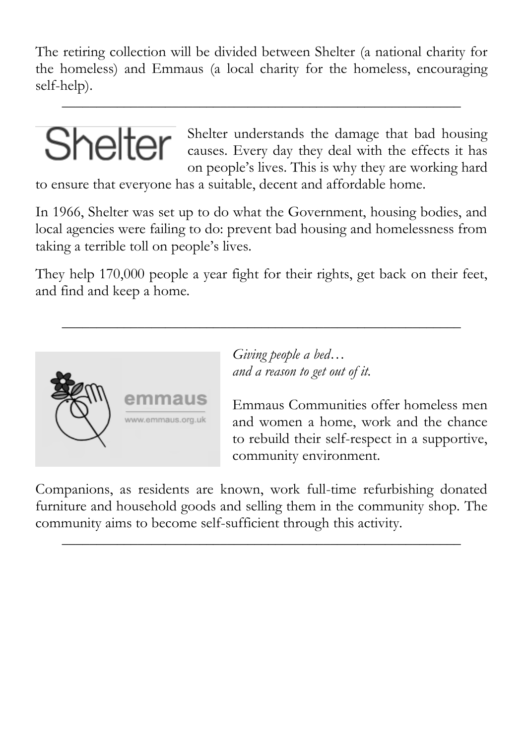The retiring collection will be divided between Shelter (a national charity for the homeless) and Emmaus (a local charity for the homeless, encouraging self-help).

---

Shelter

Shelter understands the damage that bad housing causes. Every day they deal with the effects it has on people's lives. This is why they are working hard to ensure that everyone has a suitable, decent and affordable home.

In 1966, Shelter was set up to do what the Government, housing bodies, and local agencies were failing to do: prevent bad housing and homelessness from taking a terrible toll on people's lives.

They help 170,000 people a year fight for their rights, get back on their feet, and find and keep a home.

---

emmaus

www.emmaus.org.uk

*Giving people a bed…*
*and a reason to get out of it.*

Emmaus Communities offer homeless men and women a home, work and the chance to rebuild their self-respect in a supportive, community environment.

Companions, as residents are known, work full-time refurbishing donated furniture and household goods and selling them in the community shop. The community aims to become self-sufficient through this activity.

---